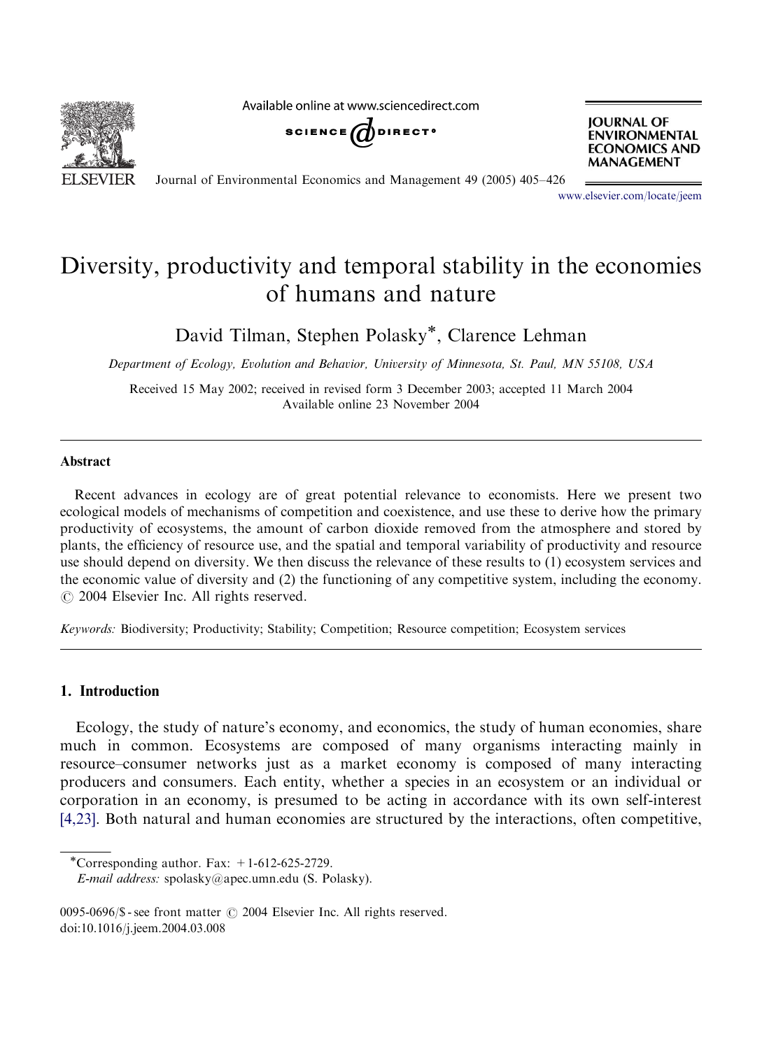# Diversity, productivity and temporal stability in the economies of humans and nature

David Tilman, Stephen Polasky*, Clarence Lehman

*Department of Ecology, Evolution and Behavior, University of Minnesota, St. Paul, MN 55108, USA*

Received 15 May 2002; received in revised form 3 December 2003; accepted 11 March 2004
Available online 23 November 2004

## Abstract

Recent advances in ecology are of great potential relevance to economists. Here we present two ecological models of mechanisms of competition and coexistence, and use these to derive how the primary productivity of ecosystems, the amount of carbon dioxide removed from the atmosphere and stored by plants, the efficiency of resource use, and the spatial and temporal variability of productivity and resource use should depend on diversity. We then discuss the relevance of these results to (1) ecosystem services and the economic value of diversity and (2) the functioning of any competitive system, including the economy.
© 2004 Elsevier Inc. All rights reserved.

*Keywords:* Biodiversity; Productivity; Stability; Competition; Resource competition; Ecosystem services

## 1. Introduction

Ecology, the study of nature's economy, and economics, the study of human economies, share much in common. Ecosystems are composed of many organisms interacting mainly in resource–consumer networks just as a market economy is composed of many interacting producers and consumers. Each entity, whether a species in an ecosystem or an individual or corporation in an economy, is presumed to be acting in accordance with its own self-interest [4,23]. Both natural and human economies are structured by the interactions, often competitive,

*Corresponding author. Fax: +1-612-625-2729.
*E-mail address:* spolasky@apec.umn.edu (S. Polasky).

0095-0696/$ - see front matter © 2004 Elsevier Inc. All rights reserved.
doi:10.1016/j.jeem.2004.03.008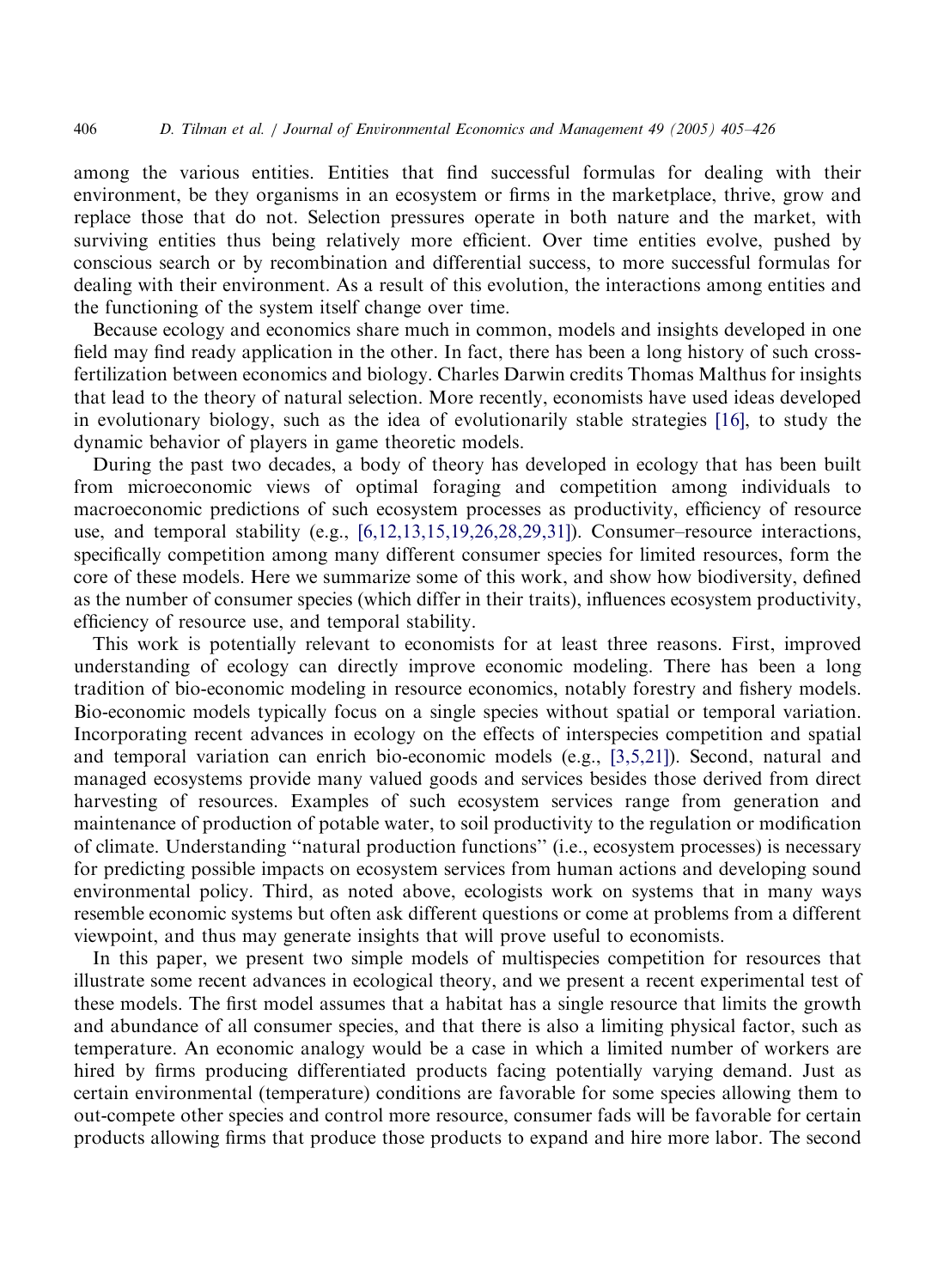among the various entities. Entities that find successful formulas for dealing with their environment, be they organisms in an ecosystem or firms in the marketplace, thrive, grow and replace those that do not. Selection pressures operate in both nature and the market, with surviving entities thus being relatively more efficient. Over time entities evolve, pushed by conscious search or by recombination and differential success, to more successful formulas for dealing with their environment. As a result of this evolution, the interactions among entities and the functioning of the system itself change over time.

Because ecology and economics share much in common, models and insights developed in one field may find ready application in the other. In fact, there has been a long history of such cross-fertilization between economics and biology. Charles Darwin credits Thomas Malthus for insights that lead to the theory of natural selection. More recently, economists have used ideas developed in evolutionary biology, such as the idea of evolutionarily stable strategies [16], to study the dynamic behavior of players in game theoretic models.

During the past two decades, a body of theory has developed in ecology that has been built from microeconomic views of optimal foraging and competition among individuals to macroeconomic predictions of such ecosystem processes as productivity, efficiency of resource use, and temporal stability (e.g., [6,12,13,15,19,26,28,29,31]). Consumer–resource interactions, specifically competition among many different consumer species for limited resources, form the core of these models. Here we summarize some of this work, and show how biodiversity, defined as the number of consumer species (which differ in their traits), influences ecosystem productivity, efficiency of resource use, and temporal stability.

This work is potentially relevant to economists for at least three reasons. First, improved understanding of ecology can directly improve economic modeling. There has been a long tradition of bio-economic modeling in resource economics, notably forestry and fishery models. Bio-economic models typically focus on a single species without spatial or temporal variation. Incorporating recent advances in ecology on the effects of interspecies competition and spatial and temporal variation can enrich bio-economic models (e.g., [3,5,21]). Second, natural and managed ecosystems provide many valued goods and services besides those derived from direct harvesting of resources. Examples of such ecosystem services range from generation and maintenance of production of potable water, to soil productivity to the regulation or modification of climate. Understanding ''natural production functions'' (i.e., ecosystem processes) is necessary for predicting possible impacts on ecosystem services from human actions and developing sound environmental policy. Third, as noted above, ecologists work on systems that in many ways resemble economic systems but often ask different questions or come at problems from a different viewpoint, and thus may generate insights that will prove useful to economists.

In this paper, we present two simple models of multispecies competition for resources that illustrate some recent advances in ecological theory, and we present a recent experimental test of these models. The first model assumes that a habitat has a single resource that limits the growth and abundance of all consumer species, and that there is also a limiting physical factor, such as temperature. An economic analogy would be a case in which a limited number of workers are hired by firms producing differentiated products facing potentially varying demand. Just as certain environmental (temperature) conditions are favorable for some species allowing them to out-compete other species and control more resource, consumer fads will be favorable for certain products allowing firms that produce those products to expand and hire more labor. The second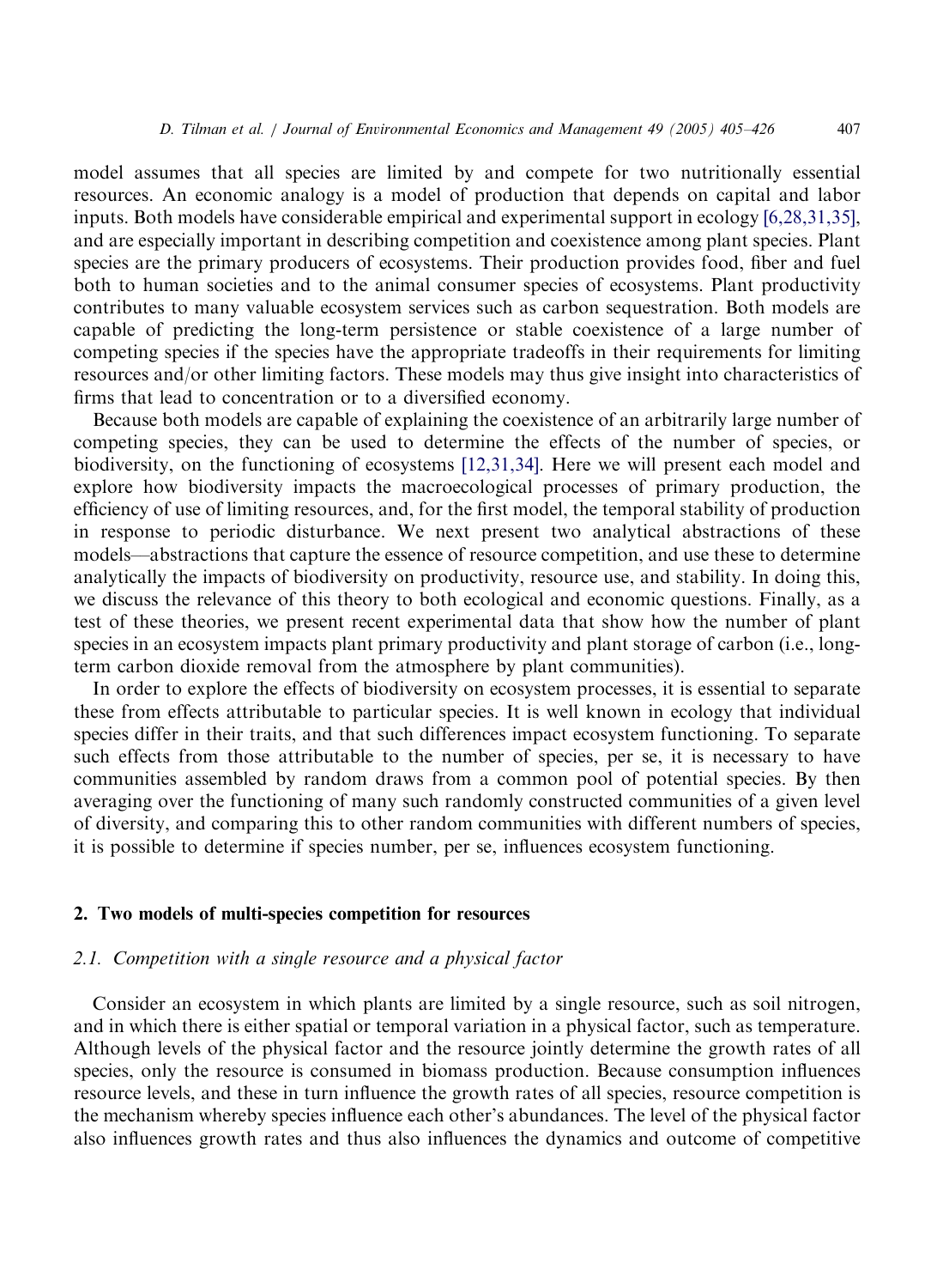model assumes that all species are limited by and compete for two nutritionally essential resources. An economic analogy is a model of production that depends on capital and labor inputs. Both models have considerable empirical and experimental support in ecology [6,28,31,35], and are especially important in describing competition and coexistence among plant species. Plant species are the primary producers of ecosystems. Their production provides food, fiber and fuel both to human societies and to the animal consumer species of ecosystems. Plant productivity contributes to many valuable ecosystem services such as carbon sequestration. Both models are capable of predicting the long-term persistence or stable coexistence of a large number of competing species if the species have the appropriate tradeoffs in their requirements for limiting resources and/or other limiting factors. These models may thus give insight into characteristics of firms that lead to concentration or to a diversified economy.

Because both models are capable of explaining the coexistence of an arbitrarily large number of competing species, they can be used to determine the effects of the number of species, or biodiversity, on the functioning of ecosystems [12,31,34]. Here we will present each model and explore how biodiversity impacts the macroecological processes of primary production, the efficiency of use of limiting resources, and, for the first model, the temporal stability of production in response to periodic disturbance. We next present two analytical abstractions of these models—abstractions that capture the essence of resource competition, and use these to determine analytically the impacts of biodiversity on productivity, resource use, and stability. In doing this, we discuss the relevance of this theory to both ecological and economic questions. Finally, as a test of these theories, we present recent experimental data that show how the number of plant species in an ecosystem impacts plant primary productivity and plant storage of carbon (i.e., long-term carbon dioxide removal from the atmosphere by plant communities).

In order to explore the effects of biodiversity on ecosystem processes, it is essential to separate these from effects attributable to particular species. It is well known in ecology that individual species differ in their traits, and that such differences impact ecosystem functioning. To separate such effects from those attributable to the number of species, per se, it is necessary to have communities assembled by random draws from a common pool of potential species. By then averaging over the functioning of many such randomly constructed communities of a given level of diversity, and comparing this to other random communities with different numbers of species, it is possible to determine if species number, per se, influences ecosystem functioning.

## 2. Two models of multi-species competition for resources

### 2.1. *Competition with a single resource and a physical factor*

Consider an ecosystem in which plants are limited by a single resource, such as soil nitrogen, and in which there is either spatial or temporal variation in a physical factor, such as temperature. Although levels of the physical factor and the resource jointly determine the growth rates of all species, only the resource is consumed in biomass production. Because consumption influences resource levels, and these in turn influence the growth rates of all species, resource competition is the mechanism whereby species influence each other's abundances. The level of the physical factor also influences growth rates and thus also influences the dynamics and outcome of competitive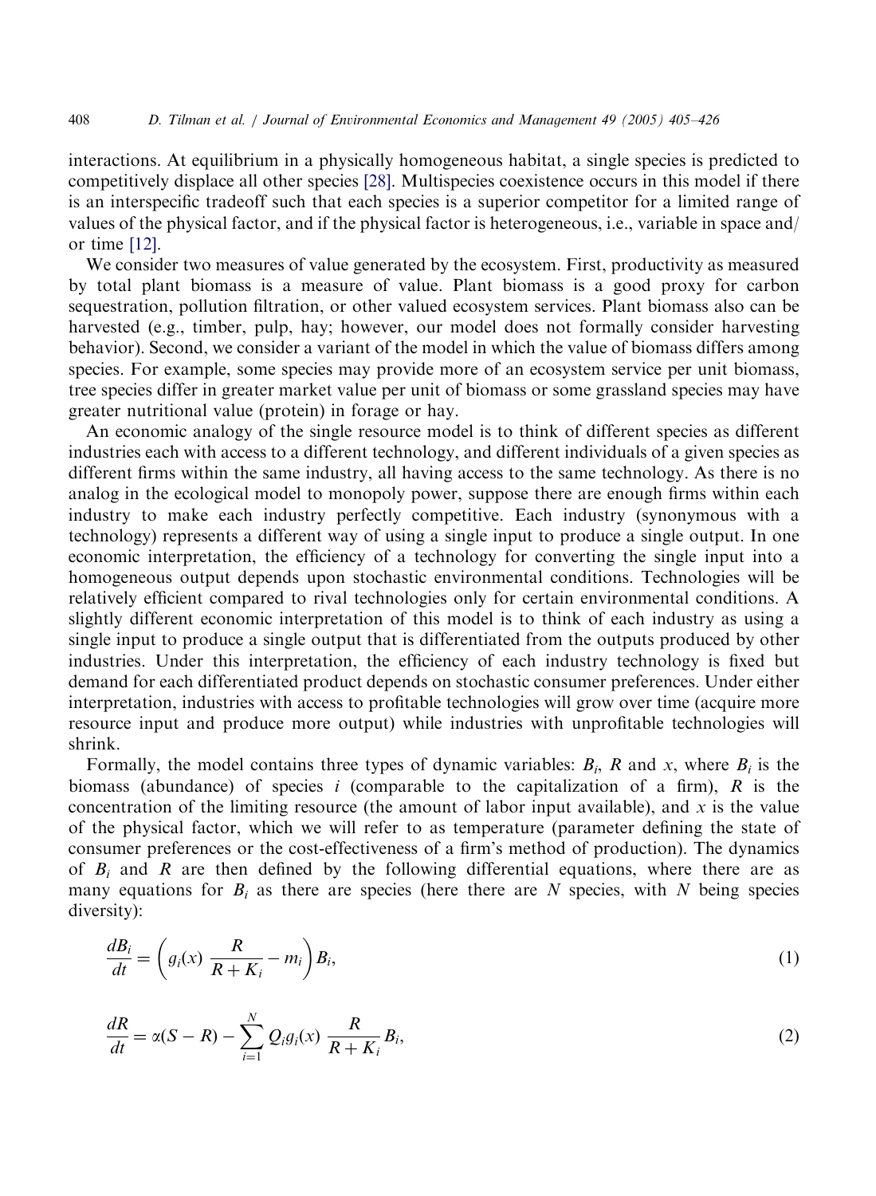interactions. At equilibrium in a physically homogeneous habitat, a single species is predicted to competitively displace all other species [28]. Multispecies coexistence occurs in this model if there is an interspecific tradeoff such that each species is a superior competitor for a limited range of values of the physical factor, and if the physical factor is heterogeneous, i.e., variable in space and/or time [12].

We consider two measures of value generated by the ecosystem. First, productivity as measured by total plant biomass is a measure of value. Plant biomass is a good proxy for carbon sequestration, pollution filtration, or other valued ecosystem services. Plant biomass also can be harvested (e.g., timber, pulp, hay; however, our model does not formally consider harvesting behavior). Second, we consider a variant of the model in which the value of biomass differs among species. For example, some species may provide more of an ecosystem service per unit biomass, tree species differ in greater market value per unit of biomass or some grassland species may have greater nutritional value (protein) in forage or hay.

An economic analogy of the single resource model is to think of different species as different industries each with access to a different technology, and different individuals of a given species as different firms within the same industry, all having access to the same technology. As there is no analog in the ecological model to monopoly power, suppose there are enough firms within each industry to make each industry perfectly competitive. Each industry (synonymous with a technology) represents a different way of using a single input to produce a single output. In one economic interpretation, the efficiency of a technology for converting the single input into a homogeneous output depends upon stochastic environmental conditions. Technologies will be relatively efficient compared to rival technologies only for certain environmental conditions. A slightly different economic interpretation of this model is to think of each industry as using a single input to produce a single output that is differentiated from the outputs produced by other industries. Under this interpretation, the efficiency of each industry technology is fixed but demand for each differentiated product depends on stochastic consumer preferences. Under either interpretation, industries with access to profitable technologies will grow over time (acquire more resource input and produce more output) while industries with unprofitable technologies will shrink.

Formally, the model contains three types of dynamic variables: $B_i$, $R$ and $x$, where $B_i$ is the biomass (abundance) of species $i$ (comparable to the capitalization of a firm), $R$ is the concentration of the limiting resource (the amount of labor input available), and $x$ is the value of the physical factor, which we will refer to as temperature (parameter defining the state of consumer preferences or the cost-effectiveness of a firm's method of production). The dynamics of $B_i$ and $R$ are then defined by the following differential equations, where there are as many equations for $B_i$ as there are species (here there are $N$ species, with $N$ being species diversity):

$$\frac{dB_i}{dt} = \left( g_i(x)\ \frac{R}{R + K_i} - m_i \right) B_i, \tag{1}$$

$$\frac{dR}{dt} = \alpha(S - R) - \sum_{i=1}^{N} Q_i g_i(x)\ \frac{R}{R + K_i} B_i, \tag{2}$$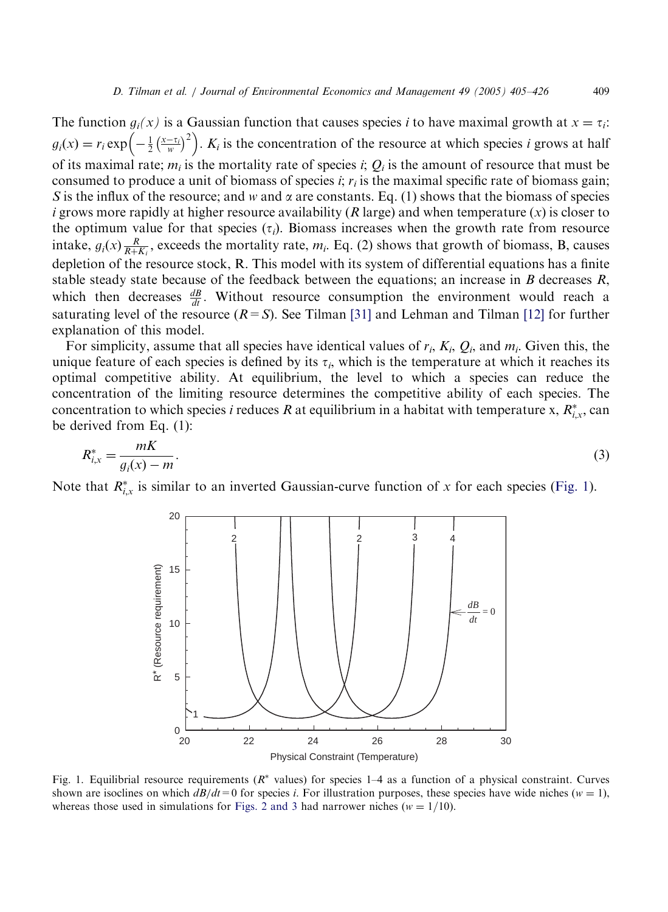The function $g_i(x)$ is a Gaussian function that causes species $i$ to have maximal growth at $x = \tau_i$: $g_i(x) = r_i \exp\left(-\frac{1}{2}\left(\frac{x-\tau_i}{w}\right)^2\right)$. $K_i$ is the concentration of the resource at which species $i$ grows at half of its maximal rate; $m_i$ is the mortality rate of species $i$; $Q_i$ is the amount of resource that must be consumed to produce a unit of biomass of species $i$; $r_i$ is the maximal specific rate of biomass gain; $S$ is the influx of the resource; and $w$ and $\alpha$ are constants. Eq. (1) shows that the biomass of species $i$ grows more rapidly at higher resource availability ($R$ large) and when temperature ($x$) is closer to the optimum value for that species ($\tau_i$). Biomass increases when the growth rate from resource intake, $g_i(x)\frac{R}{R+K_i}$, exceeds the mortality rate, $m_i$. Eq. (2) shows that growth of biomass, B, causes depletion of the resource stock, R. This model with its system of differential equations has a finite stable steady state because of the feedback between the equations; an increase in $B$ decreases $R$, which then decreases $\frac{dB}{dt}$. Without resource consumption the environment would reach a saturating level of the resource ($R = S$). See Tilman [31] and Lehman and Tilman [12] for further explanation of this model.

For simplicity, assume that all species have identical values of $r_i$, $K_i$, $Q_i$, and $m_i$. Given this, the unique feature of each species is defined by its $\tau_i$, which is the temperature at which it reaches its optimal competitive ability. At equilibrium, the level to which a species can reduce the concentration of the limiting resource determines the competitive ability of each species. The concentration to which species $i$ reduces $R$ at equilibrium in a habitat with temperature x, $R^*_{i,x}$, can be derived from Eq. (1):

$$R^*_{i,x} = \frac{mK}{g_i(x) - m}. \tag{3}$$

Note that $R^*_{i,x}$ is similar to an inverted Gaussian-curve function of $x$ for each species (Fig. 1).

Fig. 1. Equilibrial resource requirements ($R^*$ values) for species 1–4 as a function of a physical constraint. Curves shown are isoclines on which $dB/dt = 0$ for species $i$. For illustration purposes, these species have wide niches ($w = 1$), whereas those used in simulations for Figs. 2 and 3 had narrower niches ($w = 1/10$).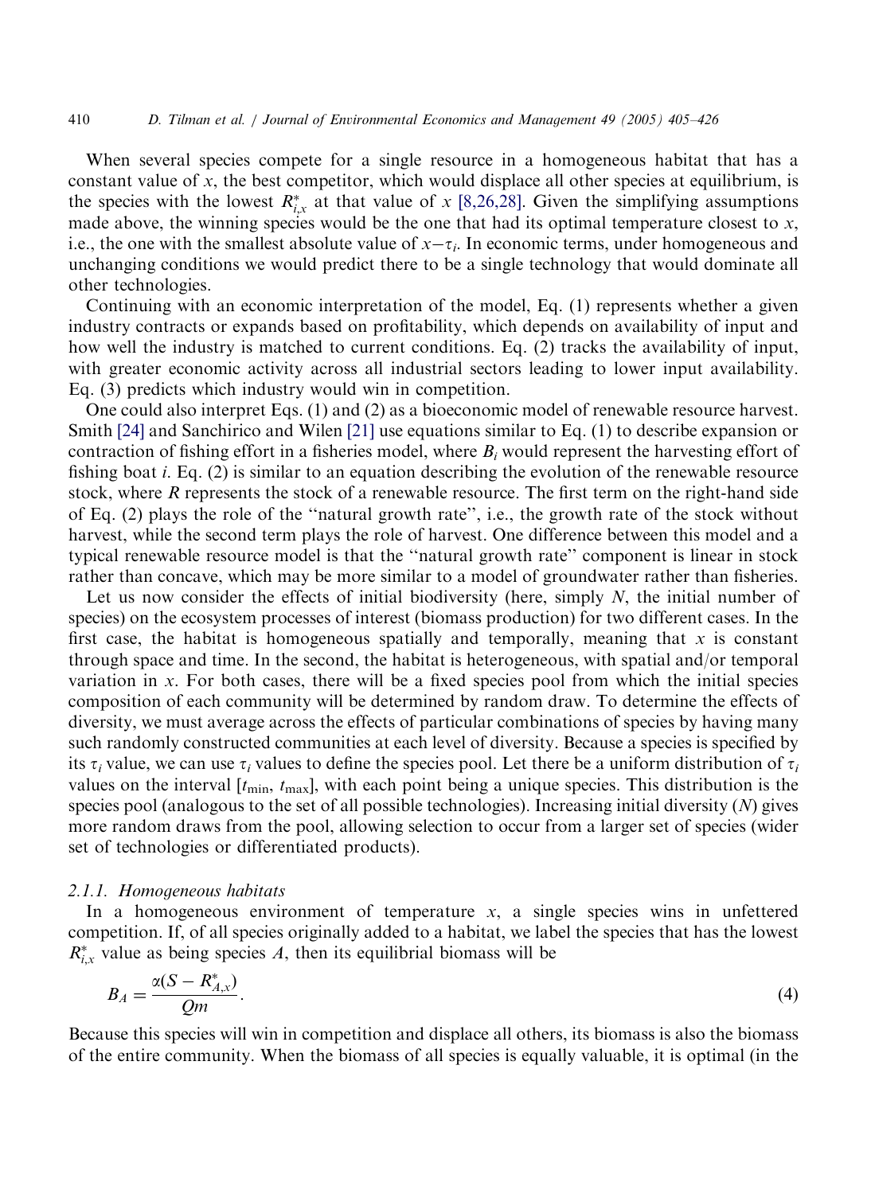When several species compete for a single resource in a homogeneous habitat that has a constant value of $x$, the best competitor, which would displace all other species at equilibrium, is the species with the lowest $R^*_{i,x}$ at that value of $x$ [8,26,28]. Given the simplifying assumptions made above, the winning species would be the one that had its optimal temperature closest to $x$, i.e., the one with the smallest absolute value of $x-\tau_i$. In economic terms, under homogeneous and unchanging conditions we would predict there to be a single technology that would dominate all other technologies.

Continuing with an economic interpretation of the model, Eq. (1) represents whether a given industry contracts or expands based on profitability, which depends on availability of input and how well the industry is matched to current conditions. Eq. (2) tracks the availability of input, with greater economic activity across all industrial sectors leading to lower input availability. Eq. (3) predicts which industry would win in competition.

One could also interpret Eqs. (1) and (2) as a bioeconomic model of renewable resource harvest. Smith [24] and Sanchirico and Wilen [21] use equations similar to Eq. (1) to describe expansion or contraction of fishing effort in a fisheries model, where $B_i$ would represent the harvesting effort of fishing boat $i$. Eq. (2) is similar to an equation describing the evolution of the renewable resource stock, where $R$ represents the stock of a renewable resource. The first term on the right-hand side of Eq. (2) plays the role of the "natural growth rate", i.e., the growth rate of the stock without harvest, while the second term plays the role of harvest. One difference between this model and a typical renewable resource model is that the "natural growth rate" component is linear in stock rather than concave, which may be more similar to a model of groundwater rather than fisheries.

Let us now consider the effects of initial biodiversity (here, simply $N$, the initial number of species) on the ecosystem processes of interest (biomass production) for two different cases. In the first case, the habitat is homogeneous spatially and temporally, meaning that $x$ is constant through space and time. In the second, the habitat is heterogeneous, with spatial and/or temporal variation in $x$. For both cases, there will be a fixed species pool from which the initial species composition of each community will be determined by random draw. To determine the effects of diversity, we must average across the effects of particular combinations of species by having many such randomly constructed communities at each level of diversity. Because a species is specified by its $\tau_i$ value, we can use $\tau_i$ values to define the species pool. Let there be a uniform distribution of $\tau_i$ values on the interval $[t_{\min}, t_{\max}]$, with each point being a unique species. This distribution is the species pool (analogous to the set of all possible technologies). Increasing initial diversity ($N$) gives more random draws from the pool, allowing selection to occur from a larger set of species (wider set of technologies or differentiated products).

### 2.1.1. Homogeneous habitats

In a homogeneous environment of temperature $x$, a single species wins in unfettered competition. If, of all species originally added to a habitat, we label the species that has the lowest $R^*_{i,x}$ value as being species $A$, then its equilibrial biomass will be

$$B_A = \frac{\alpha(S - R^*_{A,x})}{Qm}. \tag{4}$$

Because this species will win in competition and displace all others, its biomass is also the biomass of the entire community. When the biomass of all species is equally valuable, it is optimal (in the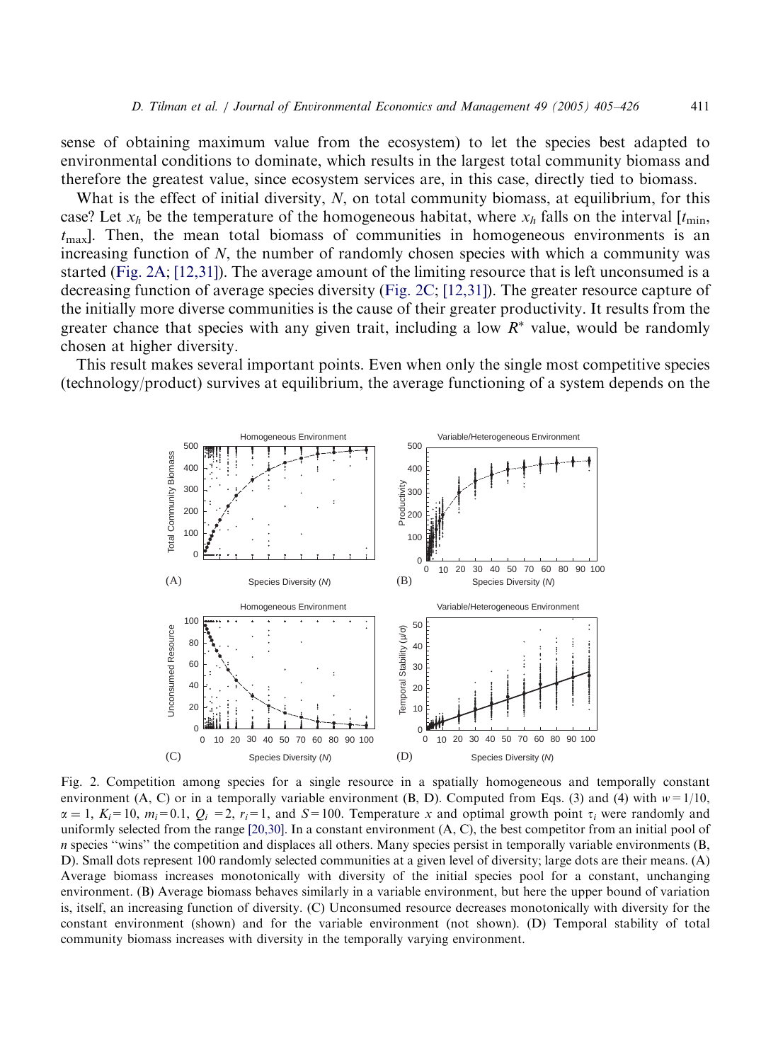sense of obtaining maximum value from the ecosystem) to let the species best adapted to environmental conditions to dominate, which results in the largest total community biomass and therefore the greatest value, since ecosystem services are, in this case, directly tied to biomass.

What is the effect of initial diversity, $N$, on total community biomass, at equilibrium, for this case? Let $x_h$ be the temperature of the homogeneous habitat, where $x_h$ falls on the interval $[t_{\min}, t_{\max}]$. Then, the mean total biomass of communities in homogeneous environments is an increasing function of $N$, the number of randomly chosen species with which a community was started (Fig. 2A; [12,31]). The average amount of the limiting resource that is left unconsumed is a decreasing function of average species diversity (Fig. 2C; [12,31]). The greater resource capture of the initially more diverse communities is the cause of their greater productivity. It results from the greater chance that species with any given trait, including a low $R^*$ value, would be randomly chosen at higher diversity.

This result makes several important points. Even when only the single most competitive species (technology/product) survives at equilibrium, the average functioning of a system depends on the

Fig. 2. Competition among species for a single resource in a spatially homogeneous and temporally constant environment (A, C) or in a temporally variable environment (B, D). Computed from Eqs. (3) and (4) with $w = 1/10$, $\alpha = 1$, $K_i = 10$, $m_i = 0.1$, $Q_i = 2$, $r_i = 1$, and $S = 100$. Temperature $x$ and optimal growth point $\tau_i$ were randomly and uniformly selected from the range [20,30]. In a constant environment (A, C), the best competitor from an initial pool of $n$ species "wins" the competition and displaces all others. Many species persist in temporally variable environments (B, D). Small dots represent 100 randomly selected communities at a given level of diversity; large dots are their means. (A) Average biomass increases monotonically with diversity of the initial species pool for a constant, unchanging environment. (B) Average biomass behaves similarly in a variable environment, but here the upper bound of variation is, itself, an increasing function of diversity. (C) Unconsumed resource decreases monotonically with diversity for the constant environment (shown) and for the variable environment (not shown). (D) Temporal stability of total community biomass increases with diversity in the temporally varying environment.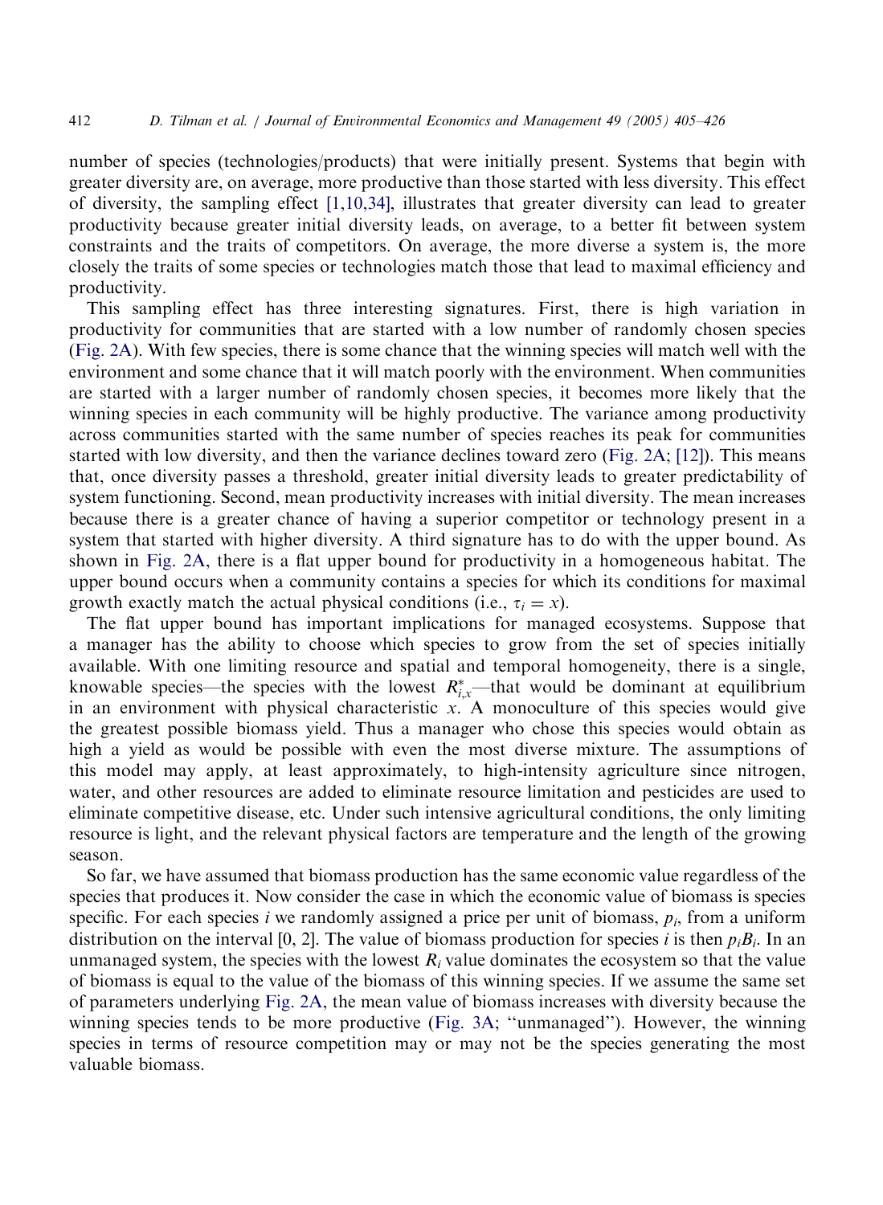number of species (technologies/products) that were initially present. Systems that begin with greater diversity are, on average, more productive than those started with less diversity. This effect of diversity, the sampling effect [1,10,34], illustrates that greater diversity can lead to greater productivity because greater initial diversity leads, on average, to a better fit between system constraints and the traits of competitors. On average, the more diverse a system is, the more closely the traits of some species or technologies match those that lead to maximal efficiency and productivity.

This sampling effect has three interesting signatures. First, there is high variation in productivity for communities that are started with a low number of randomly chosen species (Fig. 2A). With few species, there is some chance that the winning species will match well with the environment and some chance that it will match poorly with the environment. When communities are started with a larger number of randomly chosen species, it becomes more likely that the winning species in each community will be highly productive. The variance among productivity across communities started with the same number of species reaches its peak for communities started with low diversity, and then the variance declines toward zero (Fig. 2A; [12]). This means that, once diversity passes a threshold, greater initial diversity leads to greater predictability of system functioning. Second, mean productivity increases with initial diversity. The mean increases because there is a greater chance of having a superior competitor or technology present in a system that started with higher diversity. A third signature has to do with the upper bound. As shown in Fig. 2A, there is a flat upper bound for productivity in a homogeneous habitat. The upper bound occurs when a community contains a species for which its conditions for maximal growth exactly match the actual physical conditions (i.e., $\tau_i = x$).

The flat upper bound has important implications for managed ecosystems. Suppose that a manager has the ability to choose which species to grow from the set of species initially available. With one limiting resource and spatial and temporal homogeneity, there is a single, knowable species—the species with the lowest $R^*_{i,x}$—that would be dominant at equilibrium in an environment with physical characteristic $x$. A monoculture of this species would give the greatest possible biomass yield. Thus a manager who chose this species would obtain as high a yield as would be possible with even the most diverse mixture. The assumptions of this model may apply, at least approximately, to high-intensity agriculture since nitrogen, water, and other resources are added to eliminate resource limitation and pesticides are used to eliminate competitive disease, etc. Under such intensive agricultural conditions, the only limiting resource is light, and the relevant physical factors are temperature and the length of the growing season.

So far, we have assumed that biomass production has the same economic value regardless of the species that produces it. Now consider the case in which the economic value of biomass is species specific. For each species $i$ we randomly assigned a price per unit of biomass, $p_i$, from a uniform distribution on the interval [0, 2]. The value of biomass production for species $i$ is then $p_i B_i$. In an unmanaged system, the species with the lowest $R_i$ value dominates the ecosystem so that the value of biomass is equal to the value of the biomass of this winning species. If we assume the same set of parameters underlying Fig. 2A, the mean value of biomass increases with diversity because the winning species tends to be more productive (Fig. 3A; "unmanaged"). However, the winning species in terms of resource competition may or may not be the species generating the most valuable biomass.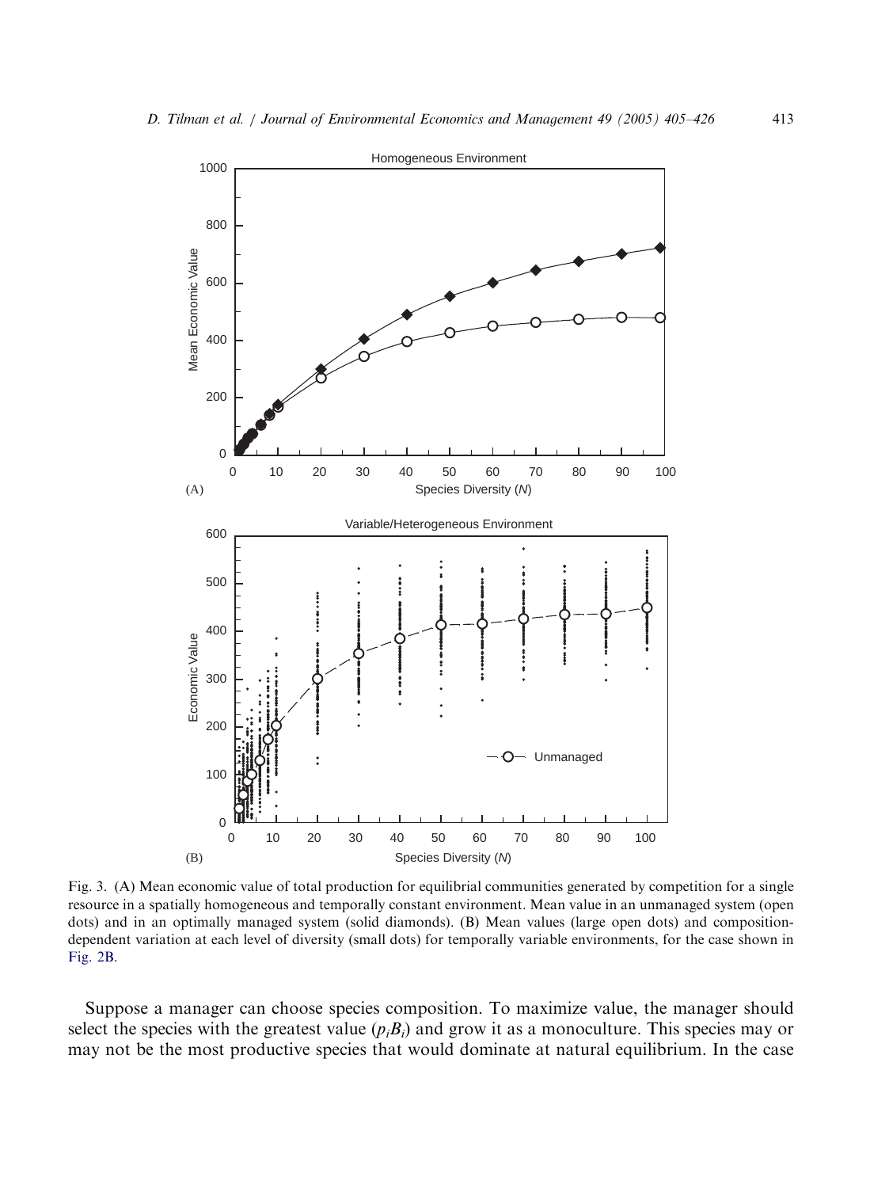Fig. 3. (A) Mean economic value of total production for equilibrial communities generated by competition for a single resource in a spatially homogeneous and temporally constant environment. Mean value in an unmanaged system (open dots) and in an optimally managed system (solid diamonds). (B) Mean values (large open dots) and composition-dependent variation at each level of diversity (small dots) for temporally variable environments, for the case shown in Fig. 2B.

Suppose a manager can choose species composition. To maximize value, the manager should select the species with the greatest value ($p_iB_i$) and grow it as a monoculture. This species may or may not be the most productive species that would dominate at natural equilibrium. In the case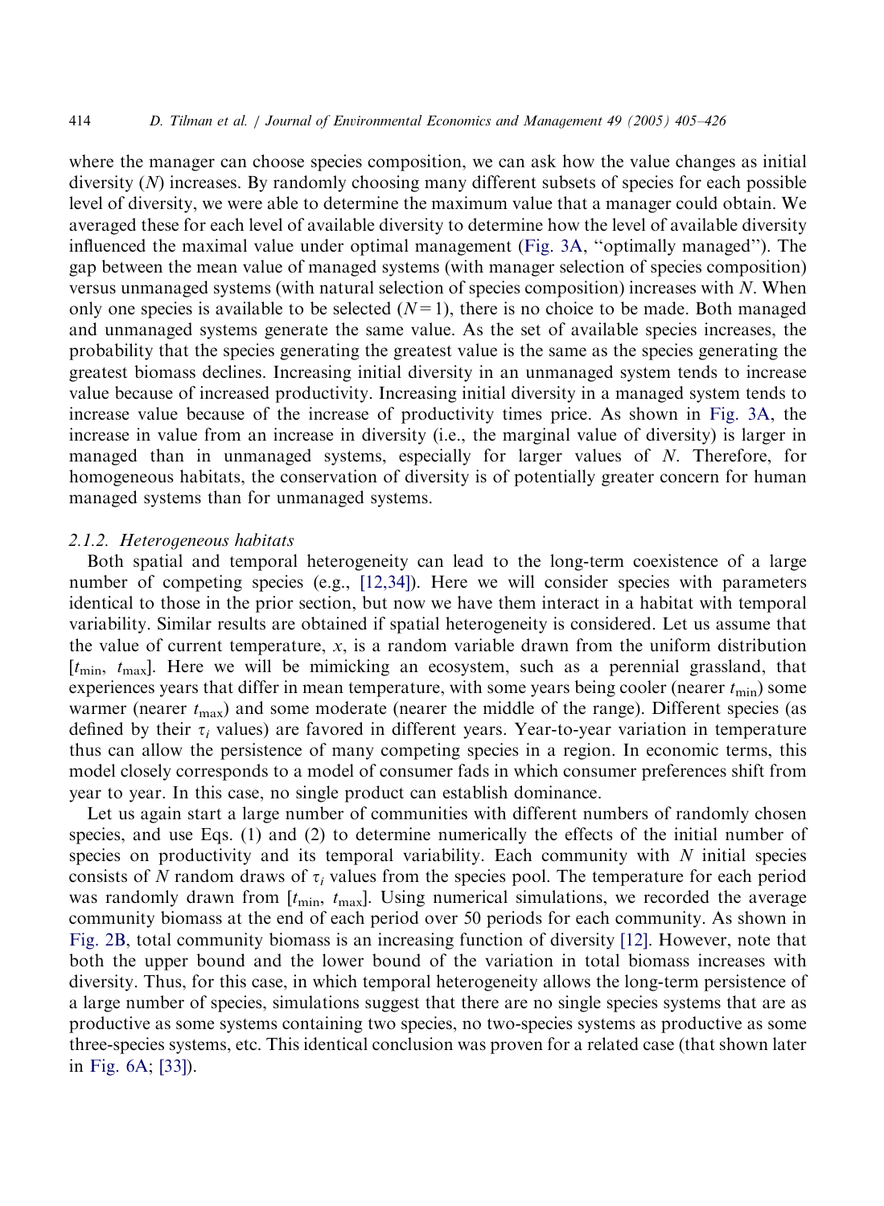where the manager can choose species composition, we can ask how the value changes as initial diversity ($N$) increases. By randomly choosing many different subsets of species for each possible level of diversity, we were able to determine the maximum value that a manager could obtain. We averaged these for each level of available diversity to determine how the level of available diversity influenced the maximal value under optimal management (Fig. 3A, "optimally managed"). The gap between the mean value of managed systems (with manager selection of species composition) versus unmanaged systems (with natural selection of species composition) increases with $N$. When only one species is available to be selected ($N = 1$), there is no choice to be made. Both managed and unmanaged systems generate the same value. As the set of available species increases, the probability that the species generating the greatest value is the same as the species generating the greatest biomass declines. Increasing initial diversity in an unmanaged system tends to increase value because of increased productivity. Increasing initial diversity in a managed system tends to increase value because of the increase of productivity times price. As shown in Fig. 3A, the increase in value from an increase in diversity (i.e., the marginal value of diversity) is larger in managed than in unmanaged systems, especially for larger values of $N$. Therefore, for homogeneous habitats, the conservation of diversity is of potentially greater concern for human managed systems than for unmanaged systems.

### 2.1.2. Heterogeneous habitats

Both spatial and temporal heterogeneity can lead to the long-term coexistence of a large number of competing species (e.g., [12,34]). Here we will consider species with parameters identical to those in the prior section, but now we have them interact in a habitat with temporal variability. Similar results are obtained if spatial heterogeneity is considered. Let us assume that the value of current temperature, $x$, is a random variable drawn from the uniform distribution $[t_{\min}, t_{\max}]$. Here we will be mimicking an ecosystem, such as a perennial grassland, that experiences years that differ in mean temperature, with some years being cooler (nearer $t_{\min}$) some warmer (nearer $t_{\max}$) and some moderate (nearer the middle of the range). Different species (as defined by their $\tau_i$ values) are favored in different years. Year-to-year variation in temperature thus can allow the persistence of many competing species in a region. In economic terms, this model closely corresponds to a model of consumer fads in which consumer preferences shift from year to year. In this case, no single product can establish dominance.

Let us again start a large number of communities with different numbers of randomly chosen species, and use Eqs. (1) and (2) to determine numerically the effects of the initial number of species on productivity and its temporal variability. Each community with $N$ initial species consists of $N$ random draws of $\tau_i$ values from the species pool. The temperature for each period was randomly drawn from $[t_{\min}, t_{\max}]$. Using numerical simulations, we recorded the average community biomass at the end of each period over 50 periods for each community. As shown in Fig. 2B, total community biomass is an increasing function of diversity [12]. However, note that both the upper bound and the lower bound of the variation in total biomass increases with diversity. Thus, for this case, in which temporal heterogeneity allows the long-term persistence of a large number of species, simulations suggest that there are no single species systems that are as productive as some systems containing two species, no two-species systems as productive as some three-species systems, etc. This identical conclusion was proven for a related case (that shown later in Fig. 6A; [33]).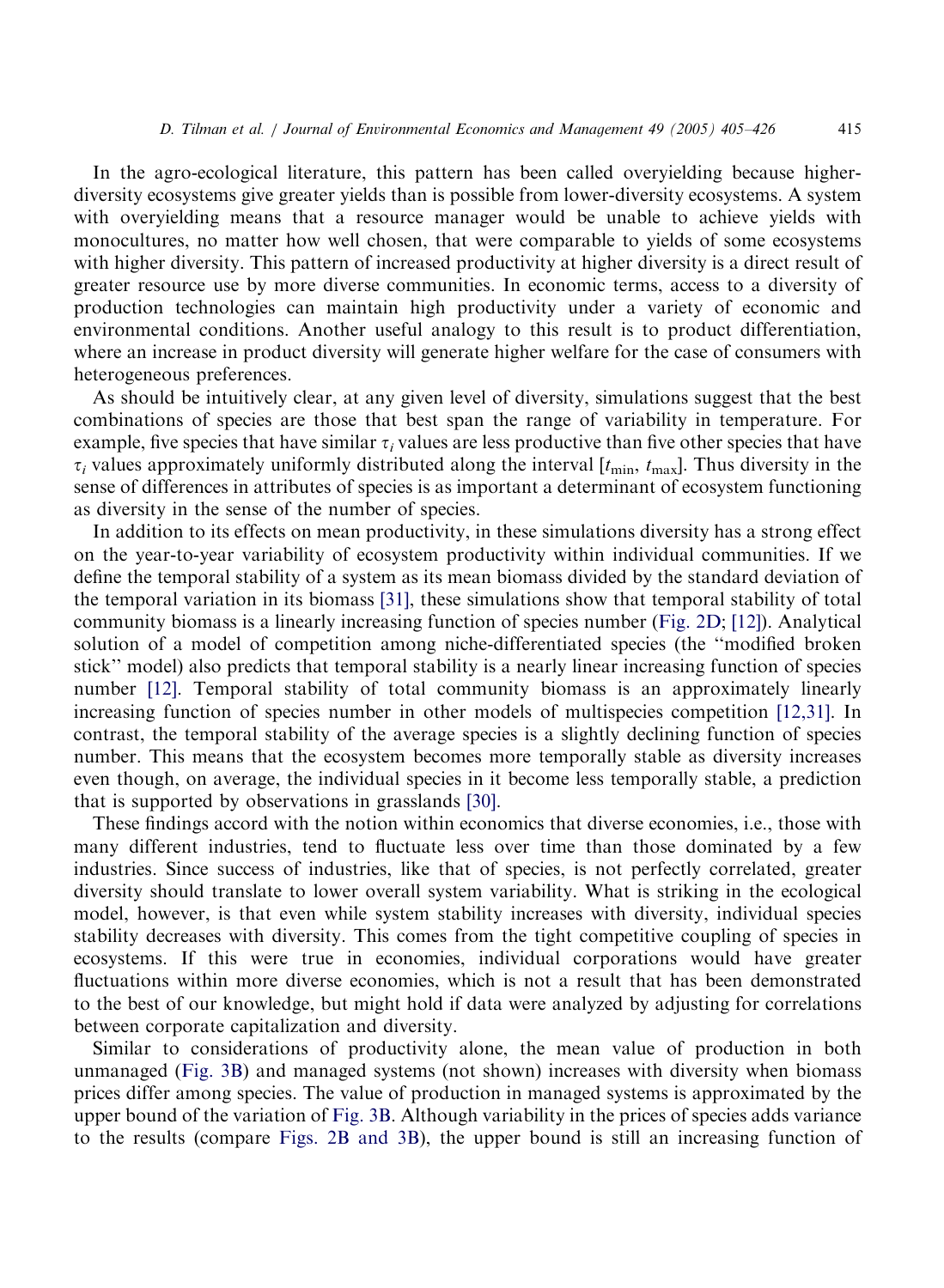In the agro-ecological literature, this pattern has been called overyielding because higher-diversity ecosystems give greater yields than is possible from lower-diversity ecosystems. A system with overyielding means that a resource manager would be unable to achieve yields with monocultures, no matter how well chosen, that were comparable to yields of some ecosystems with higher diversity. This pattern of increased productivity at higher diversity is a direct result of greater resource use by more diverse communities. In economic terms, access to a diversity of production technologies can maintain high productivity under a variety of economic and environmental conditions. Another useful analogy to this result is to product differentiation, where an increase in product diversity will generate higher welfare for the case of consumers with heterogeneous preferences.

As should be intuitively clear, at any given level of diversity, simulations suggest that the best combinations of species are those that best span the range of variability in temperature. For example, five species that have similar $\tau_i$ values are less productive than five other species that have $\tau_i$ values approximately uniformly distributed along the interval $[t_{\min}, t_{\max}]$. Thus diversity in the sense of differences in attributes of species is as important a determinant of ecosystem functioning as diversity in the sense of the number of species.

In addition to its effects on mean productivity, in these simulations diversity has a strong effect on the year-to-year variability of ecosystem productivity within individual communities. If we define the temporal stability of a system as its mean biomass divided by the standard deviation of the temporal variation in its biomass [31], these simulations show that temporal stability of total community biomass is a linearly increasing function of species number (Fig. 2D; [12]). Analytical solution of a model of competition among niche-differentiated species (the "modified broken stick" model) also predicts that temporal stability is a nearly linear increasing function of species number [12]. Temporal stability of total community biomass is an approximately linearly increasing function of species number in other models of multispecies competition [12,31]. In contrast, the temporal stability of the average species is a slightly declining function of species number. This means that the ecosystem becomes more temporally stable as diversity increases even though, on average, the individual species in it become less temporally stable, a prediction that is supported by observations in grasslands [30].

These findings accord with the notion within economics that diverse economies, i.e., those with many different industries, tend to fluctuate less over time than those dominated by a few industries. Since success of industries, like that of species, is not perfectly correlated, greater diversity should translate to lower overall system variability. What is striking in the ecological model, however, is that even while system stability increases with diversity, individual species stability decreases with diversity. This comes from the tight competitive coupling of species in ecosystems. If this were true in economies, individual corporations would have greater fluctuations within more diverse economies, which is not a result that has been demonstrated to the best of our knowledge, but might hold if data were analyzed by adjusting for correlations between corporate capitalization and diversity.

Similar to considerations of productivity alone, the mean value of production in both unmanaged (Fig. 3B) and managed systems (not shown) increases with diversity when biomass prices differ among species. The value of production in managed systems is approximated by the upper bound of the variation of Fig. 3B. Although variability in the prices of species adds variance to the results (compare Figs. 2B and 3B), the upper bound is still an increasing function of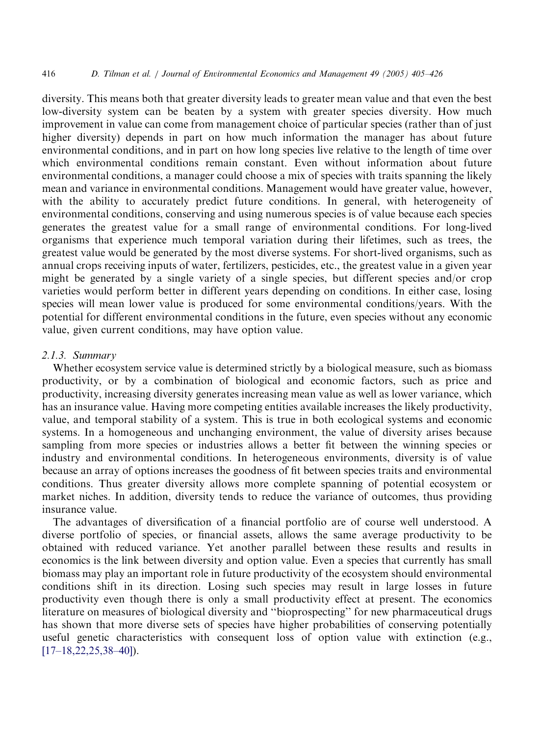diversity. This means both that greater diversity leads to greater mean value and that even the best low-diversity system can be beaten by a system with greater species diversity. How much improvement in value can come from management choice of particular species (rather than of just higher diversity) depends in part on how much information the manager has about future environmental conditions, and in part on how long species live relative to the length of time over which environmental conditions remain constant. Even without information about future environmental conditions, a manager could choose a mix of species with traits spanning the likely mean and variance in environmental conditions. Management would have greater value, however, with the ability to accurately predict future conditions. In general, with heterogeneity of environmental conditions, conserving and using numerous species is of value because each species generates the greatest value for a small range of environmental conditions. For long-lived organisms that experience much temporal variation during their lifetimes, such as trees, the greatest value would be generated by the most diverse systems. For short-lived organisms, such as annual crops receiving inputs of water, fertilizers, pesticides, etc., the greatest value in a given year might be generated by a single variety of a single species, but different species and/or crop varieties would perform better in different years depending on conditions. In either case, losing species will mean lower value is produced for some environmental conditions/years. With the potential for different environmental conditions in the future, even species without any economic value, given current conditions, may have option value.

#### 2.1.3. *Summary*

Whether ecosystem service value is determined strictly by a biological measure, such as biomass productivity, or by a combination of biological and economic factors, such as price and productivity, increasing diversity generates increasing mean value as well as lower variance, which has an insurance value. Having more competing entities available increases the likely productivity, value, and temporal stability of a system. This is true in both ecological systems and economic systems. In a homogeneous and unchanging environment, the value of diversity arises because sampling from more species or industries allows a better fit between the winning species or industry and environmental conditions. In heterogeneous environments, diversity is of value because an array of options increases the goodness of fit between species traits and environmental conditions. Thus greater diversity allows more complete spanning of potential ecosystem or market niches. In addition, diversity tends to reduce the variance of outcomes, thus providing insurance value.

The advantages of diversification of a financial portfolio are of course well understood. A diverse portfolio of species, or financial assets, allows the same average productivity to be obtained with reduced variance. Yet another parallel between these results and results in economics is the link between diversity and option value. Even a species that currently has small biomass may play an important role in future productivity of the ecosystem should environmental conditions shift in its direction. Losing such species may result in large losses in future productivity even though there is only a small productivity effect at present. The economics literature on measures of biological diversity and "bioprospecting" for new pharmaceutical drugs has shown that more diverse sets of species have higher probabilities of conserving potentially useful genetic characteristics with consequent loss of option value with extinction (e.g., [17–18,22,25,38–40]).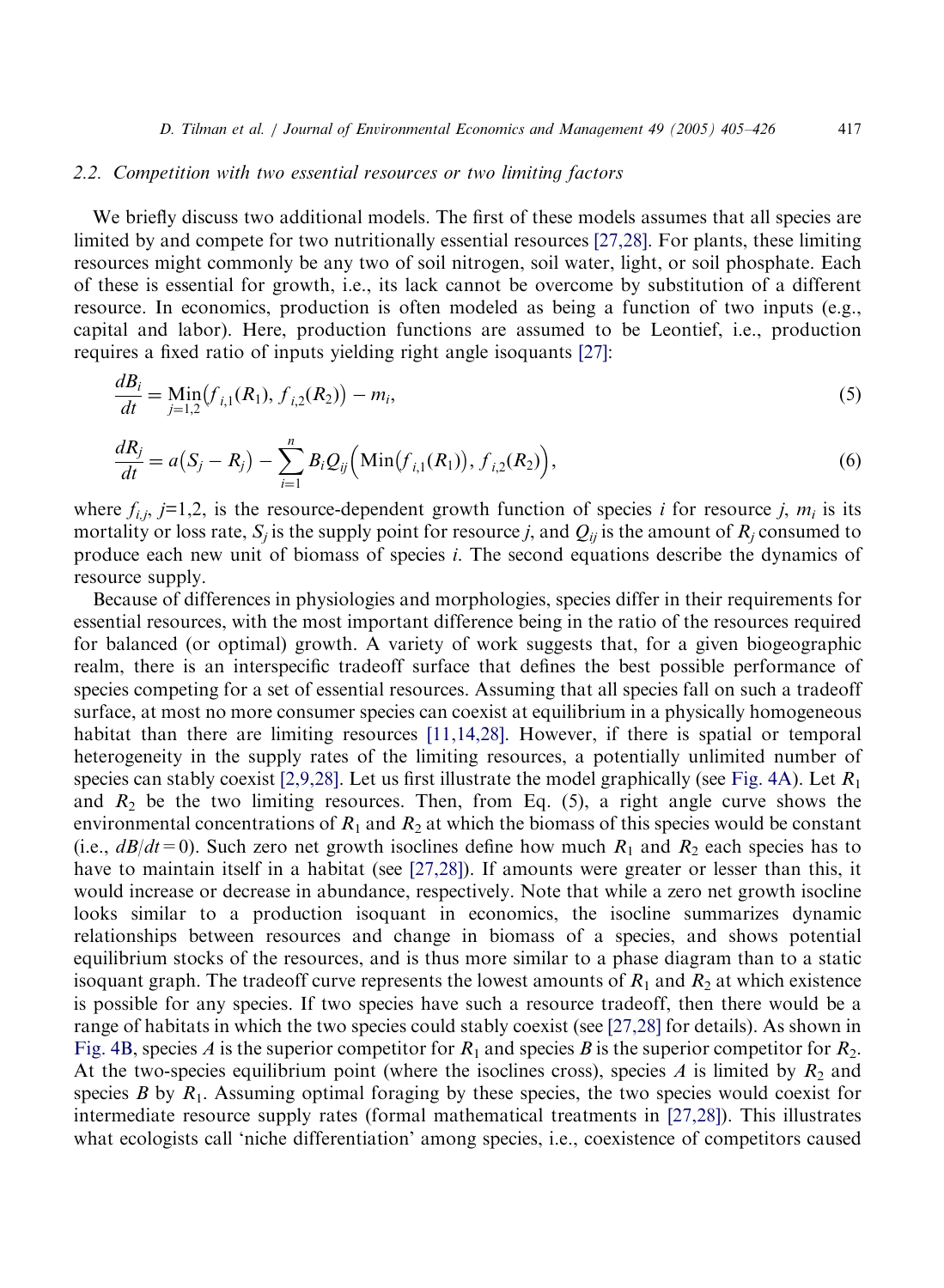### 2.2. Competition with two essential resources or two limiting factors

We briefly discuss two additional models. The first of these models assumes that all species are limited by and compete for two nutritionally essential resources [27,28]. For plants, these limiting resources might commonly be any two of soil nitrogen, soil water, light, or soil phosphate. Each of these is essential for growth, i.e., its lack cannot be overcome by substitution of a different resource. In economics, production is often modeled as being a function of two inputs (e.g., capital and labor). Here, production functions are assumed to be Leontief, i.e., production requires a fixed ratio of inputs yielding right angle isoquants [27]:

$$\frac{dB_i}{dt} = \underset{j=1,2}{\text{Min}}\big(f_{i,1}(R_1), f_{i,2}(R_2)\big) - m_i, \tag{5}$$

$$\frac{dR_j}{dt} = a\big(S_j - R_j\big) - \sum_{i=1}^{n} B_i Q_{ij}\Big(\text{Min}\big(f_{i,1}(R_1)\big), f_{i,2}(R_2)\Big), \tag{6}$$

where $f_{i,j}$, $j$=1,2, is the resource-dependent growth function of species $i$ for resource $j$, $m_i$ is its mortality or loss rate, $S_j$ is the supply point for resource $j$, and $Q_{ij}$ is the amount of $R_j$ consumed to produce each new unit of biomass of species $i$. The second equations describe the dynamics of resource supply.

Because of differences in physiologies and morphologies, species differ in their requirements for essential resources, with the most important difference being in the ratio of the resources required for balanced (or optimal) growth. A variety of work suggests that, for a given biogeographic realm, there is an interspecific tradeoff surface that defines the best possible performance of species competing for a set of essential resources. Assuming that all species fall on such a tradeoff surface, at most no more consumer species can coexist at equilibrium in a physically homogeneous habitat than there are limiting resources [11,14,28]. However, if there is spatial or temporal heterogeneity in the supply rates of the limiting resources, a potentially unlimited number of species can stably coexist [2,9,28]. Let us first illustrate the model graphically (see Fig. 4A). Let $R_1$ and $R_2$ be the two limiting resources. Then, from Eq. (5), a right angle curve shows the environmental concentrations of $R_1$ and $R_2$ at which the biomass of this species would be constant (i.e., $dB/dt = 0$). Such zero net growth isoclines define how much $R_1$ and $R_2$ each species has to have to maintain itself in a habitat (see [27,28]). If amounts were greater or lesser than this, it would increase or decrease in abundance, respectively. Note that while a zero net growth isocline looks similar to a production isoquant in economics, the isocline summarizes dynamic relationships between resources and change in biomass of a species, and shows potential equilibrium stocks of the resources, and is thus more similar to a phase diagram than to a static isoquant graph. The tradeoff curve represents the lowest amounts of $R_1$ and $R_2$ at which existence is possible for any species. If two species have such a resource tradeoff, then there would be a range of habitats in which the two species could stably coexist (see [27,28] for details). As shown in Fig. 4B, species $A$ is the superior competitor for $R_1$ and species $B$ is the superior competitor for $R_2$. At the two-species equilibrium point (where the isoclines cross), species $A$ is limited by $R_2$ and species $B$ by $R_1$. Assuming optimal foraging by these species, the two species would coexist for intermediate resource supply rates (formal mathematical treatments in [27,28]). This illustrates what ecologists call 'niche differentiation' among species, i.e., coexistence of competitors caused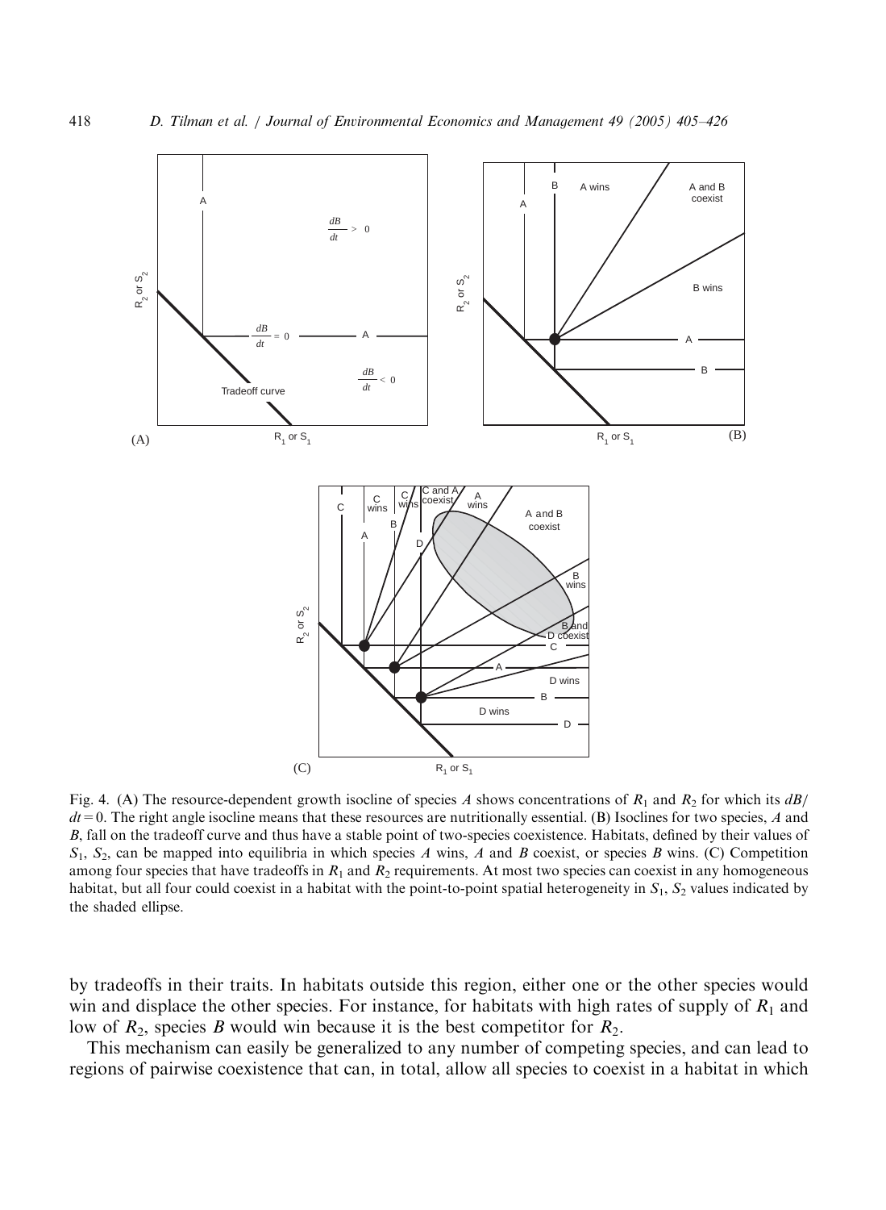Fig. 4. (A) The resource-dependent growth isocline of species *A* shows concentrations of $R_1$ and $R_2$ for which its $dB/dt = 0$. The right angle isocline means that these resources are nutritionally essential. (B) Isoclines for two species, *A* and *B*, fall on the tradeoff curve and thus have a stable point of two-species coexistence. Habitats, defined by their values of $S_1$, $S_2$, can be mapped into equilibria in which species *A* wins, *A* and *B* coexist, or species *B* wins. (C) Competition among four species that have tradeoffs in $R_1$ and $R_2$ requirements. At most two species can coexist in any homogeneous habitat, but all four could coexist in a habitat with the point-to-point spatial heterogeneity in $S_1$, $S_2$ values indicated by the shaded ellipse.

by tradeoffs in their traits. In habitats outside this region, either one or the other species would win and displace the other species. For instance, for habitats with high rates of supply of $R_1$ and low of $R_2$, species *B* would win because it is the best competitor for $R_2$.

This mechanism can easily be generalized to any number of competing species, and can lead to regions of pairwise coexistence that can, in total, allow all species to coexist in a habitat in which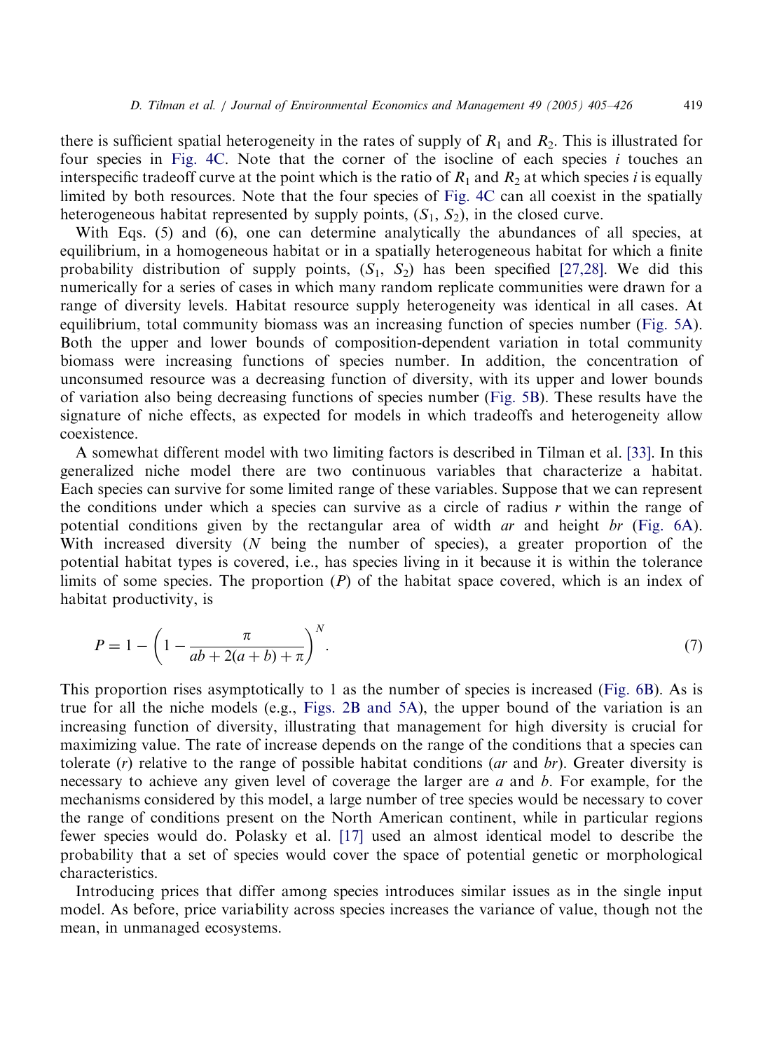there is sufficient spatial heterogeneity in the rates of supply of $R_1$ and $R_2$. This is illustrated for four species in Fig. 4C. Note that the corner of the isocline of each species $i$ touches an interspecific tradeoff curve at the point which is the ratio of $R_1$ and $R_2$ at which species $i$ is equally limited by both resources. Note that the four species of Fig. 4C can all coexist in the spatially heterogeneous habitat represented by supply points, $(S_1, S_2)$, in the closed curve.

With Eqs. (5) and (6), one can determine analytically the abundances of all species, at equilibrium, in a homogeneous habitat or in a spatially heterogeneous habitat for which a finite probability distribution of supply points, $(S_1, S_2)$ has been specified [27,28]. We did this numerically for a series of cases in which many random replicate communities were drawn for a range of diversity levels. Habitat resource supply heterogeneity was identical in all cases. At equilibrium, total community biomass was an increasing function of species number (Fig. 5A). Both the upper and lower bounds of composition-dependent variation in total community biomass were increasing functions of species number. In addition, the concentration of unconsumed resource was a decreasing function of diversity, with its upper and lower bounds of variation also being decreasing functions of species number (Fig. 5B). These results have the signature of niche effects, as expected for models in which tradeoffs and heterogeneity allow coexistence.

A somewhat different model with two limiting factors is described in Tilman et al. [33]. In this generalized niche model there are two continuous variables that characterize a habitat. Each species can survive for some limited range of these variables. Suppose that we can represent the conditions under which a species can survive as a circle of radius $r$ within the range of potential conditions given by the rectangular area of width $ar$ and height $br$ (Fig. 6A). With increased diversity ($N$ being the number of species), a greater proportion of the potential habitat types is covered, i.e., has species living in it because it is within the tolerance limits of some species. The proportion ($P$) of the habitat space covered, which is an index of habitat productivity, is

$$P = 1 - \left(1 - \frac{\pi}{ab + 2(a+b) + \pi}\right)^N. \tag{7}$$

This proportion rises asymptotically to 1 as the number of species is increased (Fig. 6B). As is true for all the niche models (e.g., Figs. 2B and 5A), the upper bound of the variation is an increasing function of diversity, illustrating that management for high diversity is crucial for maximizing value. The rate of increase depends on the range of the conditions that a species can tolerate ($r$) relative to the range of possible habitat conditions ($ar$ and $br$). Greater diversity is necessary to achieve any given level of coverage the larger are $a$ and $b$. For example, for the mechanisms considered by this model, a large number of tree species would be necessary to cover the range of conditions present on the North American continent, while in particular regions fewer species would do. Polasky et al. [17] used an almost identical model to describe the probability that a set of species would cover the space of potential genetic or morphological characteristics.

Introducing prices that differ among species introduces similar issues as in the single input model. As before, price variability across species increases the variance of value, though not the mean, in unmanaged ecosystems.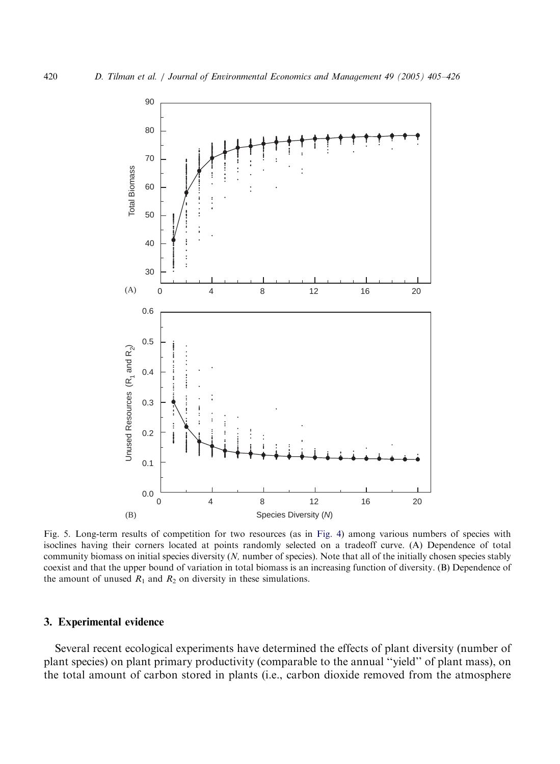Fig. 5. Long-term results of competition for two resources (as in Fig. 4) among various numbers of species with isoclines having their corners located at points randomly selected on a tradeoff curve. (A) Dependence of total community biomass on initial species diversity ($N$, number of species). Note that all of the initially chosen species stably coexist and that the upper bound of variation in total biomass is an increasing function of diversity. (B) Dependence of the amount of unused $R_1$ and $R_2$ on diversity in these simulations.

## 3. Experimental evidence

Several recent ecological experiments have determined the effects of plant diversity (number of plant species) on plant primary productivity (comparable to the annual ‘‘yield’’ of plant mass), on the total amount of carbon stored in plants (i.e., carbon dioxide removed from the atmosphere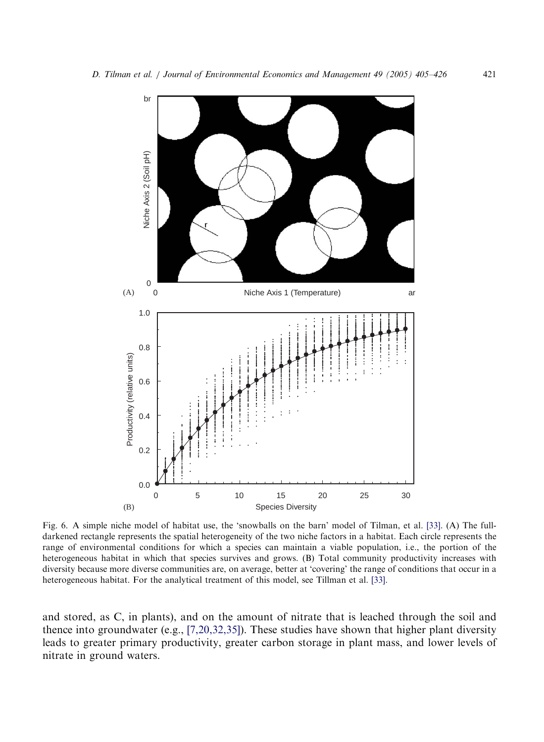Fig. 6. A simple niche model of habitat use, the 'snowballs on the barn' model of Tilman, et al. [33]. (A) The full-darkened rectangle represents the spatial heterogeneity of the two niche factors in a habitat. Each circle represents the range of environmental conditions for which a species can maintain a viable population, i.e., the portion of the heterogeneous habitat in which that species survives and grows. (B) Total community productivity increases with diversity because more diverse communities are, on average, better at 'covering' the range of conditions that occur in a heterogeneous habitat. For the analytical treatment of this model, see Tillman et al. [33].

and stored, as C, in plants), and on the amount of nitrate that is leached through the soil and thence into groundwater (e.g., [7,20,32,35]). These studies have shown that higher plant diversity leads to greater primary productivity, greater carbon storage in plant mass, and lower levels of nitrate in ground waters.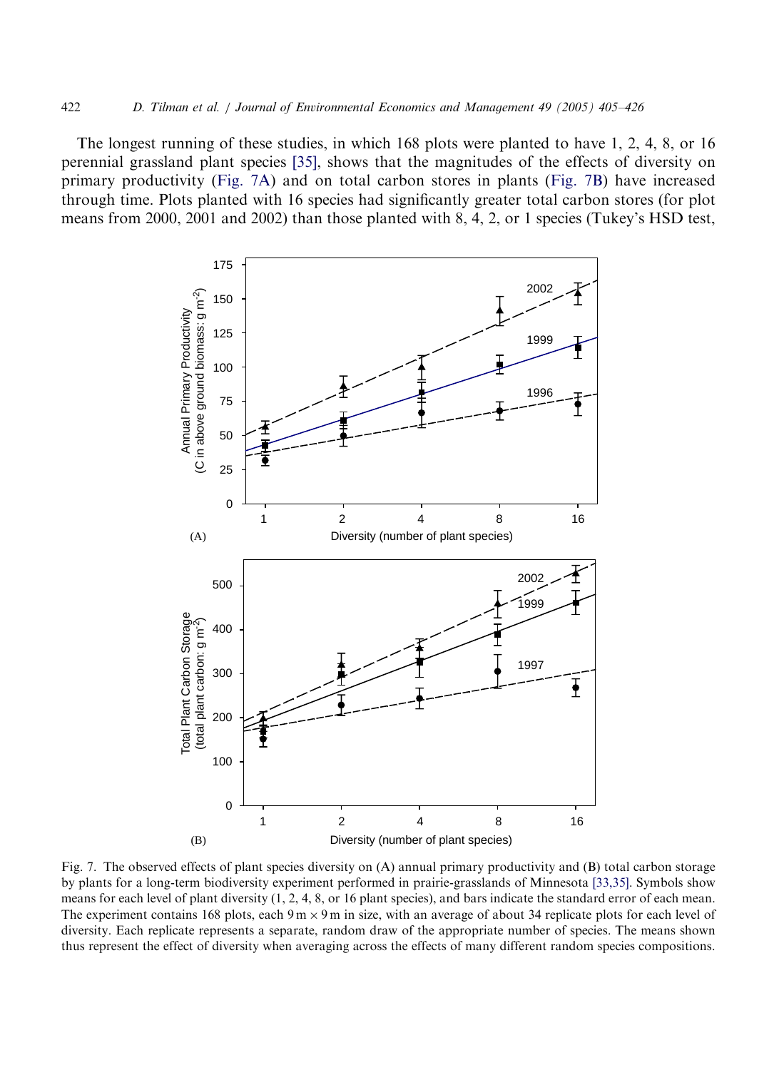The longest running of these studies, in which 168 plots were planted to have 1, 2, 4, 8, or 16 perennial grassland plant species [35], shows that the magnitudes of the effects of diversity on primary productivity (Fig. 7A) and on total carbon stores in plants (Fig. 7B) have increased through time. Plots planted with 16 species had significantly greater total carbon stores (for plot means from 2000, 2001 and 2002) than those planted with 8, 4, 2, or 1 species (Tukey's HSD test,

Fig. 7. The observed effects of plant species diversity on (A) annual primary productivity and (B) total carbon storage by plants for a long-term biodiversity experiment performed in prairie-grasslands of Minnesota [33,35]. Symbols show means for each level of plant diversity (1, 2, 4, 8, or 16 plant species), and bars indicate the standard error of each mean. The experiment contains 168 plots, each 9 m × 9 m in size, with an average of about 34 replicate plots for each level of diversity. Each replicate represents a separate, random draw of the appropriate number of species. The means shown thus represent the effect of diversity when averaging across the effects of many different random species compositions.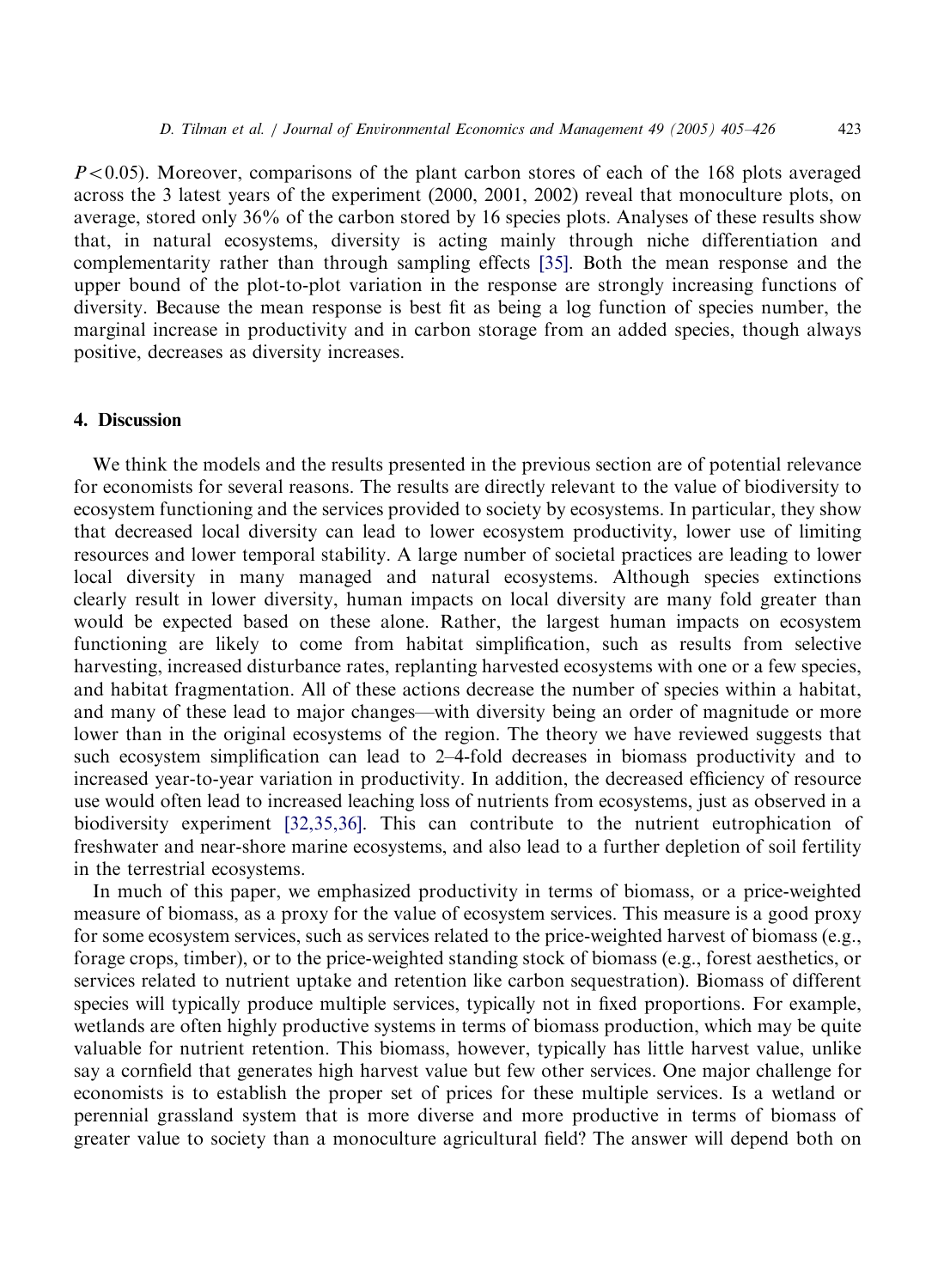$P < 0.05$). Moreover, comparisons of the plant carbon stores of each of the 168 plots averaged across the 3 latest years of the experiment (2000, 2001, 2002) reveal that monoculture plots, on average, stored only 36% of the carbon stored by 16 species plots. Analyses of these results show that, in natural ecosystems, diversity is acting mainly through niche differentiation and complementarity rather than through sampling effects [35]. Both the mean response and the upper bound of the plot-to-plot variation in the response are strongly increasing functions of diversity. Because the mean response is best fit as being a log function of species number, the marginal increase in productivity and in carbon storage from an added species, though always positive, decreases as diversity increases.

## 4. Discussion

We think the models and the results presented in the previous section are of potential relevance for economists for several reasons. The results are directly relevant to the value of biodiversity to ecosystem functioning and the services provided to society by ecosystems. In particular, they show that decreased local diversity can lead to lower ecosystem productivity, lower use of limiting resources and lower temporal stability. A large number of societal practices are leading to lower local diversity in many managed and natural ecosystems. Although species extinctions clearly result in lower diversity, human impacts on local diversity are many fold greater than would be expected based on these alone. Rather, the largest human impacts on ecosystem functioning are likely to come from habitat simplification, such as results from selective harvesting, increased disturbance rates, replanting harvested ecosystems with one or a few species, and habitat fragmentation. All of these actions decrease the number of species within a habitat, and many of these lead to major changes—with diversity being an order of magnitude or more lower than in the original ecosystems of the region. The theory we have reviewed suggests that such ecosystem simplification can lead to 2–4-fold decreases in biomass productivity and to increased year-to-year variation in productivity. In addition, the decreased efficiency of resource use would often lead to increased leaching loss of nutrients from ecosystems, just as observed in a biodiversity experiment [32,35,36]. This can contribute to the nutrient eutrophication of freshwater and near-shore marine ecosystems, and also lead to a further depletion of soil fertility in the terrestrial ecosystems.

In much of this paper, we emphasized productivity in terms of biomass, or a price-weighted measure of biomass, as a proxy for the value of ecosystem services. This measure is a good proxy for some ecosystem services, such as services related to the price-weighted harvest of biomass (e.g., forage crops, timber), or to the price-weighted standing stock of biomass (e.g., forest aesthetics, or services related to nutrient uptake and retention like carbon sequestration). Biomass of different species will typically produce multiple services, typically not in fixed proportions. For example, wetlands are often highly productive systems in terms of biomass production, which may be quite valuable for nutrient retention. This biomass, however, typically has little harvest value, unlike say a cornfield that generates high harvest value but few other services. One major challenge for economists is to establish the proper set of prices for these multiple services. Is a wetland or perennial grassland system that is more diverse and more productive in terms of biomass of greater value to society than a monoculture agricultural field? The answer will depend both on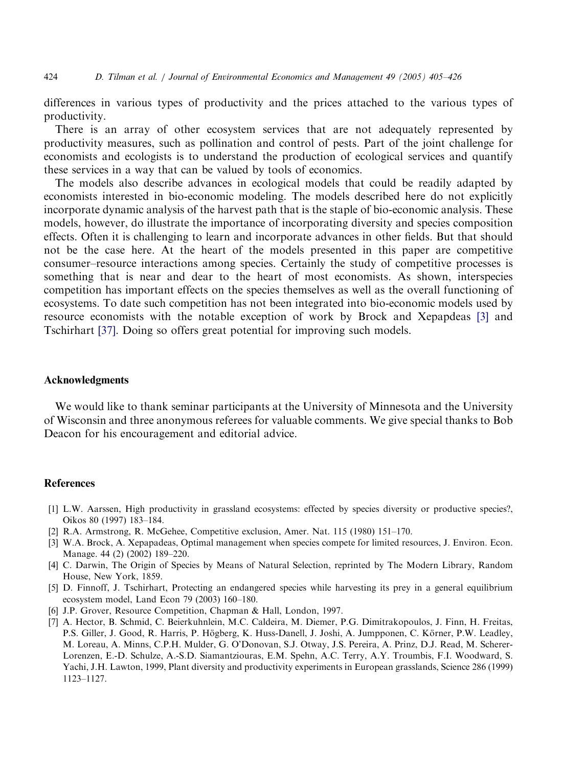differences in various types of productivity and the prices attached to the various types of productivity.

There is an array of other ecosystem services that are not adequately represented by productivity measures, such as pollination and control of pests. Part of the joint challenge for economists and ecologists is to understand the production of ecological services and quantify these services in a way that can be valued by tools of economics.

The models also describe advances in ecological models that could be readily adapted by economists interested in bio-economic modeling. The models described here do not explicitly incorporate dynamic analysis of the harvest path that is the staple of bio-economic analysis. These models, however, do illustrate the importance of incorporating diversity and species composition effects. Often it is challenging to learn and incorporate advances in other fields. But that should not be the case here. At the heart of the models presented in this paper are competitive consumer–resource interactions among species. Certainly the study of competitive processes is something that is near and dear to the heart of most economists. As shown, interspecies competition has important effects on the species themselves as well as the overall functioning of ecosystems. To date such competition has not been integrated into bio-economic models used by resource economists with the notable exception of work by Brock and Xepapdeas [3] and Tschirhart [37]. Doing so offers great potential for improving such models.

## Acknowledgments

We would like to thank seminar participants at the University of Minnesota and the University of Wisconsin and three anonymous referees for valuable comments. We give special thanks to Bob Deacon for his encouragement and editorial advice.

## References

[1] L.W. Aarssen, High productivity in grassland ecosystems: effected by species diversity or productive species?, Oikos 80 (1997) 183–184.

[2] R.A. Armstrong, R. McGehee, Competitive exclusion, Amer. Nat. 115 (1980) 151–170.

[3] W.A. Brock, A. Xepapadeas, Optimal management when species compete for limited resources, J. Environ. Econ. Manage. 44 (2) (2002) 189–220.

[4] C. Darwin, The Origin of Species by Means of Natural Selection, reprinted by The Modern Library, Random House, New York, 1859.

[5] D. Finnoff, J. Tschirhart, Protecting an endangered species while harvesting its prey in a general equilibrium ecosystem model, Land Econ 79 (2003) 160–180.

[6] J.P. Grover, Resource Competition, Chapman & Hall, London, 1997.

[7] A. Hector, B. Schmid, C. Beierkuhnlein, M.C. Caldeira, M. Diemer, P.G. Dimitrakopoulos, J. Finn, H. Freitas, P.S. Giller, J. Good, R. Harris, P. Högberg, K. Huss-Danell, J. Joshi, A. Jumpponen, C. Körner, P.W. Leadley, M. Loreau, A. Minns, C.P.H. Mulder, G. O'Donovan, S.J. Otway, J.S. Pereira, A. Prinz, D.J. Read, M. Scherer-Lorenzen, E.-D. Schulze, A.-S.D. Siamantziouras, E.M. Spehn, A.C. Terry, A.Y. Troumbis, F.I. Woodward, S. Yachi, J.H. Lawton, 1999, Plant diversity and productivity experiments in European grasslands, Science 286 (1999) 1123–1127.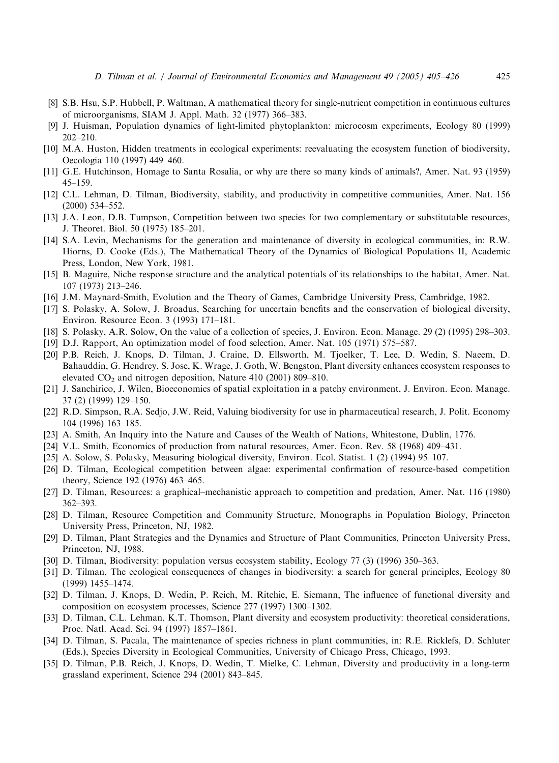[8] S.B. Hsu, S.P. Hubbell, P. Waltman, A mathematical theory for single-nutrient competition in continuous cultures of microorganisms, SIAM J. Appl. Math. 32 (1977) 366–383.

[9] J. Huisman, Population dynamics of light-limited phytoplankton: microcosm experiments, Ecology 80 (1999) 202–210.

[10] M.A. Huston, Hidden treatments in ecological experiments: reevaluating the ecosystem function of biodiversity, Oecologia 110 (1997) 449–460.

[11] G.E. Hutchinson, Homage to Santa Rosalia, or why are there so many kinds of animals?, Amer. Nat. 93 (1959) 45–159.

[12] C.L. Lehman, D. Tilman, Biodiversity, stability, and productivity in competitive communities, Amer. Nat. 156 (2000) 534–552.

[13] J.A. Leon, D.B. Tumpson, Competition between two species for two complementary or substitutable resources, J. Theoret. Biol. 50 (1975) 185–201.

[14] S.A. Levin, Mechanisms for the generation and maintenance of diversity in ecological communities, in: R.W. Hiorns, D. Cooke (Eds.), The Mathematical Theory of the Dynamics of Biological Populations II, Academic Press, London, New York, 1981.

[15] B. Maguire, Niche response structure and the analytical potentials of its relationships to the habitat, Amer. Nat. 107 (1973) 213–246.

[16] J.M. Maynard-Smith, Evolution and the Theory of Games, Cambridge University Press, Cambridge, 1982.

[17] S. Polasky, A. Solow, J. Broadus, Searching for uncertain benefits and the conservation of biological diversity, Environ. Resource Econ. 3 (1993) 171–181.

[18] S. Polasky, A.R. Solow, On the value of a collection of species, J. Environ. Econ. Manage. 29 (2) (1995) 298–303.

[19] D.J. Rapport, An optimization model of food selection, Amer. Nat. 105 (1971) 575–587.

[20] P.B. Reich, J. Knops, D. Tilman, J. Craine, D. Ellsworth, M. Tjoelker, T. Lee, D. Wedin, S. Naeem, D. Bahauddin, G. Hendrey, S. Jose, K. Wrage, J. Goth, W. Bengston, Plant diversity enhances ecosystem responses to elevated $CO_2$ and nitrogen deposition, Nature 410 (2001) 809–810.

[21] J. Sanchirico, J. Wilen, Bioeconomics of spatial exploitation in a patchy environment, J. Environ. Econ. Manage. 37 (2) (1999) 129–150.

[22] R.D. Simpson, R.A. Sedjo, J.W. Reid, Valuing biodiversity for use in pharmaceutical research, J. Polit. Economy 104 (1996) 163–185.

[23] A. Smith, An Inquiry into the Nature and Causes of the Wealth of Nations, Whitestone, Dublin, 1776.

[24] V.L. Smith, Economics of production from natural resources, Amer. Econ. Rev. 58 (1968) 409–431.

[25] A. Solow, S. Polasky, Measuring biological diversity, Environ. Ecol. Statist. 1 (2) (1994) 95–107.

[26] D. Tilman, Ecological competition between algae: experimental confirmation of resource-based competition theory, Science 192 (1976) 463–465.

[27] D. Tilman, Resources: a graphical–mechanistic approach to competition and predation, Amer. Nat. 116 (1980) 362–393.

[28] D. Tilman, Resource Competition and Community Structure, Monographs in Population Biology, Princeton University Press, Princeton, NJ, 1982.

[29] D. Tilman, Plant Strategies and the Dynamics and Structure of Plant Communities, Princeton University Press, Princeton, NJ, 1988.

[30] D. Tilman, Biodiversity: population versus ecosystem stability, Ecology 77 (3) (1996) 350–363.

[31] D. Tilman, The ecological consequences of changes in biodiversity: a search for general principles, Ecology 80 (1999) 1455–1474.

[32] D. Tilman, J. Knops, D. Wedin, P. Reich, M. Ritchie, E. Siemann, The influence of functional diversity and composition on ecosystem processes, Science 277 (1997) 1300–1302.

[33] D. Tilman, C.L. Lehman, K.T. Thomson, Plant diversity and ecosystem productivity: theoretical considerations, Proc. Natl. Acad. Sci. 94 (1997) 1857–1861.

[34] D. Tilman, S. Pacala, The maintenance of species richness in plant communities, in: R.E. Ricklefs, D. Schluter (Eds.), Species Diversity in Ecological Communities, University of Chicago Press, Chicago, 1993.

[35] D. Tilman, P.B. Reich, J. Knops, D. Wedin, T. Mielke, C. Lehman, Diversity and productivity in a long-term grassland experiment, Science 294 (2001) 843–845.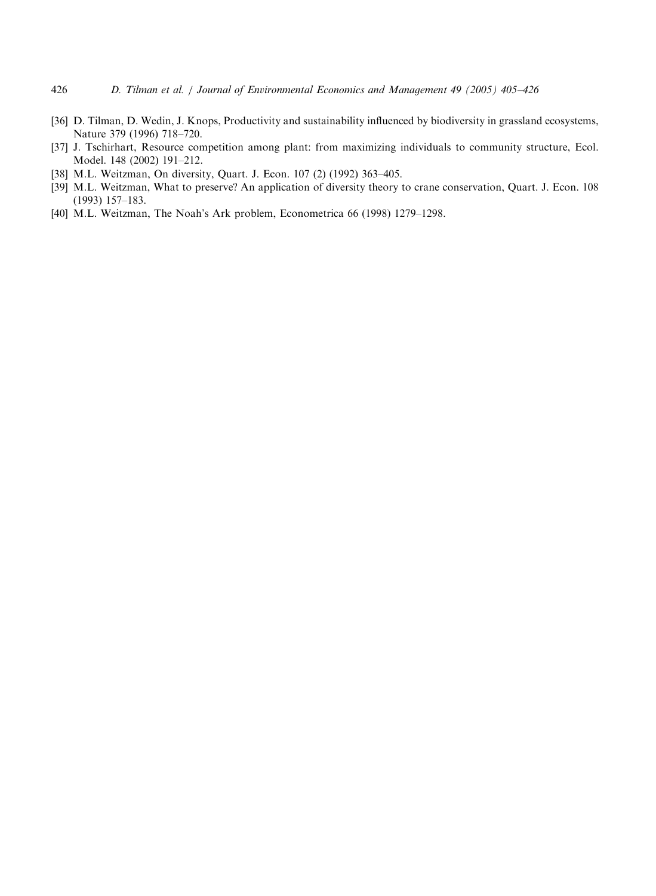[36] D. Tilman, D. Wedin, J. Knops, Productivity and sustainability influenced by biodiversity in grassland ecosystems, Nature 379 (1996) 718–720.

[37] J. Tschirhart, Resource competition among plant: from maximizing individuals to community structure, Ecol. Model. 148 (2002) 191–212.

[38] M.L. Weitzman, On diversity, Quart. J. Econ. 107 (2) (1992) 363–405.

[39] M.L. Weitzman, What to preserve? An application of diversity theory to crane conservation, Quart. J. Econ. 108 (1993) 157–183.

[40] M.L. Weitzman, The Noah's Ark problem, Econometrica 66 (1998) 1279–1298.